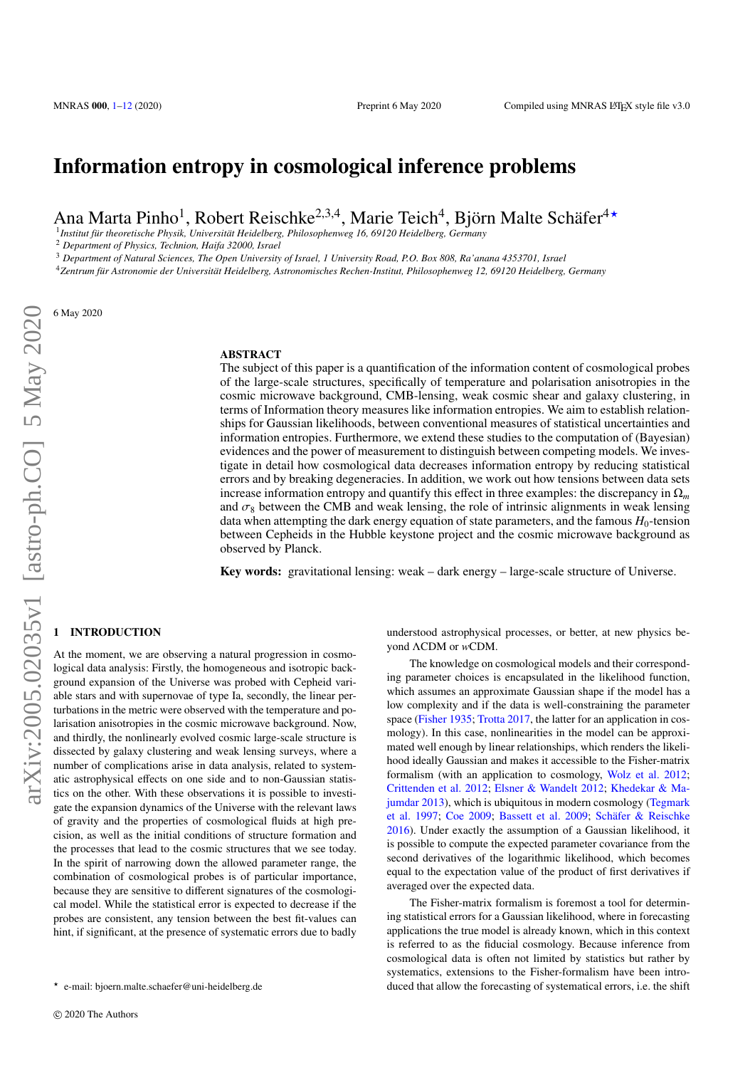# Information entropy in cosmological inference problems

Ana Marta Pinho[1], Robert Reischke[2,3,4], Marie Teich[4], Björn Malte Schäfer[4⋆]

[1]*Institut für theoretische Physik, Universität Heidelberg, Philosophenweg 16, 69120 Heidelberg, Germany*
[2] *Department of Physics, Technion, Haifa 32000, Israel*
[3] *Department of Natural Sciences, The Open University of Israel, 1 University Road, P.O. Box 808, Ra'anana 4353701, Israel*
[4]*Zentrum für Astronomie der Universität Heidelberg, Astronomisches Rechen-Institut, Philosophenweg 12, 69120 Heidelberg, Germany*

6 May 2020

## ABSTRACT

The subject of this paper is a quantification of the information content of cosmological probes of the large-scale structures, specifically of temperature and polarisation anisotropies in the cosmic microwave background, CMB-lensing, weak cosmic shear and galaxy clustering, in terms of Information theory measures like information entropies. We aim to establish relationships for Gaussian likelihoods, between conventional measures of statistical uncertainties and information entropies. Furthermore, we extend these studies to the computation of (Bayesian) evidences and the power of measurement to distinguish between competing models. We investigate in detail how cosmological data decreases information entropy by reducing statistical errors and by breaking degeneracies. In addition, we work out how tensions between data sets increase information entropy and quantify this effect in three examples: the discrepancy in $\Omega_m$ and $\sigma_8$ between the CMB and weak lensing, the role of intrinsic alignments in weak lensing data when attempting the dark energy equation of state parameters, and the famous $H_0$-tension between Cepheids in the Hubble keystone project and the cosmic microwave background as observed by Planck.

**Key words:** gravitational lensing: weak – dark energy – large-scale structure of Universe.

## 1 INTRODUCTION

At the moment, we are observing a natural progression in cosmological data analysis: Firstly, the homogeneous and isotropic background expansion of the Universe was probed with Cepheid variable stars and with supernovae of type Ia, secondly, the linear perturbations in the metric were observed with the temperature and polarisation anisotropies in the cosmic microwave background. Now, and thirdly, the nonlinearly evolved cosmic large-scale structure is dissected by galaxy clustering and weak lensing surveys, where a number of complications arise in data analysis, related to systematic astrophysical effects on one side and to non-Gaussian statistics on the other. With these observations it is possible to investigate the expansion dynamics of the Universe with the relevant laws of gravity and the properties of cosmological fluids at high precision, as well as the initial conditions of structure formation and the processes that lead to the cosmic structures that we see today. In the spirit of narrowing down the allowed parameter range, the combination of cosmological probes is of particular importance, because they are sensitive to different signatures of the cosmological model. While the statistical error is expected to decrease if the probes are consistent, any tension between the best fit-values can hint, if significant, at the presence of systematic errors due to badly understood astrophysical processes, or better, at new physics beyond ΛCDM or $w$CDM.

The knowledge on cosmological models and their corresponding parameter choices is encapsulated in the likelihood function, which assumes an approximate Gaussian shape if the model has a low complexity and if the data is well-constraining the parameter space (Fisher 1935; Trotta 2017, the latter for an application in cosmology). In this case, nonlinearities in the model can be approximated well enough by linear relationships, which renders the likelihood ideally Gaussian and makes it accessible to the Fisher-matrix formalism (with an application to cosmology, Wolz et al. 2012; Crittenden et al. 2012; Elsner & Wandelt 2012; Khedekar & Majumdar 2013), which is ubiquitous in modern cosmology (Tegmark et al. 1997; Coe 2009; Bassett et al. 2009; Schäfer & Reischke 2016). Under exactly the assumption of a Gaussian likelihood, it is possible to compute the expected parameter covariance from the second derivatives of the logarithmic likelihood, which becomes equal to the expectation value of the product of first derivatives if averaged over the expected data.

The Fisher-matrix formalism is foremost a tool for determining statistical errors for a Gaussian likelihood, where in forecasting applications the true model is already known, which in this context is referred to as the fiducial cosmology. Because inference from cosmological data is often not limited by statistics but rather by systematics, extensions to the Fisher-formalism have been introduced that allow the forecasting of systematical errors, i.e. the shift

⋆ e-mail: bjoern.malte.schaefer@uni-heidelberg.de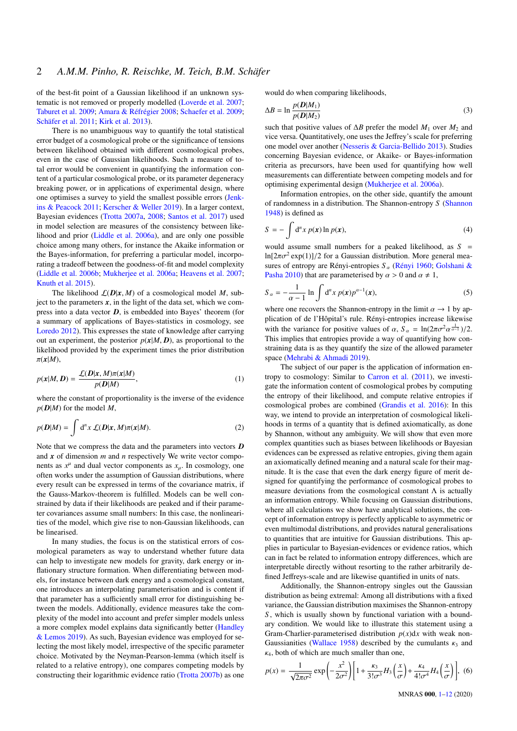of the best-fit point of a Gaussian likelihood if an unknown systematic is not removed or properly modelled (Loverde et al. 2007; Taburet et al. 2009; Amara & Réfrégier 2008; Schaefer et al. 2009; Schäfer et al. 2011; Kirk et al. 2013).

There is no unambiguous way to quantify the total statistical error budget of a cosmological probe or the significance of tensions between likelihood obtained with different cosmological probes, even in the case of Gaussian likelihoods. Such a measure of total error would be convenient in quantifying the information content of a particular cosmological probe, or its parameter degeneracy breaking power, or in applications of experimental design, where one optimises a survey to yield the smallest possible errors (Jenkins & Peacock 2011; Kerscher & Weller 2019). In a larger context, Bayesian evidences (Trotta 2007a, 2008; Santos et al. 2017) used in model selection are measures of the consistency between likelihood and prior (Liddle et al. 2006a), and are only one possible choice among many others, for instance the Akaike information or the Bayes-information, for preferring a particular model, incorporating a tradeoff between the goodness-of-fit and model complexity (Liddle et al. 2006b; Mukherjee et al. 2006a; Heavens et al. 2007; Knuth et al. 2015).

The likelihood $\mathcal{L}(\boldsymbol{D}|\boldsymbol{x}, M)$ of a cosmological model $M$, subject to the parameters $\boldsymbol{x}$, in the light of the data set, which we compress into a data vector $\boldsymbol{D}$, is embedded into Bayes' theorem (for a summary of applications of Bayes-statistics in cosmology, see Loredo 2012). This expresses the state of knowledge after carrying out an experiment, the posterior $p(\boldsymbol{x}|M, \boldsymbol{D})$, as proportional to the likelihood provided by the experiment times the prior distribution $\pi(\boldsymbol{x}|M)$,

$$p(\boldsymbol{x}|M, \boldsymbol{D}) = \frac{\mathcal{L}(\boldsymbol{D}|\boldsymbol{x}, M)\pi(\boldsymbol{x}|M)}{p(\boldsymbol{D}|M)}, \tag{1}$$

where the constant of proportionality is the inverse of the evidence $p(\boldsymbol{D}|M)$ for the model $M$,

$$p(\boldsymbol{D}|M) = \int \mathrm{d}^n x\, \mathcal{L}(\boldsymbol{D}|\boldsymbol{x}, M)\pi(\boldsymbol{x}|M). \tag{2}$$

Note that we compress the data and the parameters into vectors $\boldsymbol{D}$ and $\boldsymbol{x}$ of dimension $m$ and $n$ respectively. We write vector components as $x^\mu$ and dual vector components as $x_\mu$. In cosmology, one often works under the assumption of Gaussian distributions, where every result can be expressed in terms of the covariance matrix, if the Gauss-Markov-theorem is fulfilled. Models can be well constrained by data if their likelihoods are peaked and if their parameter covariances assume small numbers: In this case, the nonlinearities of the model, which give rise to non-Gaussian likelihoods, can be linearised.

In many studies, the focus is on the statistical errors of cosmological parameters as way to understand whether future data can help to investigate new models for gravity, dark energy or inflationary structure formation. When differentiating between models, for instance between dark energy and a cosmological constant, one introduces an interpolating parameterisation and is content if that parameter has a sufficiently small error for distinguishing between the models. Additionally, evidence measures take the complexity of the model into account and prefer simpler models unless a more complex model explains data significantly better (Handley & Lemos 2019). As such, Bayesian evidence was employed for selecting the most likely model, irrespective of the specific parameter choice. Motivated by the Neyman-Pearson-lemma (which itself is related to a relative entropy), one compares competing models by constructing their logarithmic evidence ratio (Trotta 2007b) as one would do when comparing likelihoods,

$$\Delta B = \ln \frac{p(\boldsymbol{D}|M_1)}{p(\boldsymbol{D}|M_2)} \tag{3}$$

such that positive values of $\Delta B$ prefer the model $M_1$ over $M_2$ and vice versa. Quantitatively, one uses the Jeffrey's scale for preferring one model over another (Nesseris & Garcia-Bellido 2013). Studies concerning Bayesian evidence, or Akaike- or Bayes-information criteria as precursors, have been used for quantifying how well measurements can differentiate between competing models and for optimising experimental design (Mukherjee et al. 2006a).

Information entropies, on the other side, quantify the amount of randomness in a distribution. The Shannon-entropy $S$ (Shannon 1948) is defined as

$$S = -\int \mathrm{d}^n x\, p(\boldsymbol{x}) \ln p(\boldsymbol{x}), \tag{4}$$

would assume small numbers for a peaked likelihood, as $S = \ln[2\pi\sigma^2 \exp(1)]/2$ for a Gaussian distribution. More general measures of entropy are Rényi-entropies $S_\alpha$ (Rényi 1960; Golshani & Pasha 2010) that are parameterised by $\alpha > 0$ and $\alpha \neq 1$,

$$S_\alpha = -\frac{1}{\alpha - 1} \ln \int \mathrm{d}^n x\, p(\boldsymbol{x}) p^{\alpha-1}(\boldsymbol{x}), \tag{5}$$

where one recovers the Shannon-entropy in the limit $\alpha \to 1$ by application of de l'Hôpital's rule. Rényi-entropies increase likewise with the variance for positive values of $\alpha$, $S_\alpha = \ln(2\pi\sigma^2\alpha^{\frac{1}{\alpha-1}})/2$. This implies that entropies provide a way of quantifying how constraining data is as they quantify the size of the allowed parameter space (Mehrabi & Ahmadi 2019).

The subject of our paper is the application of information entropy to cosmology: Similar to Carron et al. (2011), we investigate the information content of cosmological probes by computing the entropy of their likelihood, and compute relative entropies if cosmological probes are combined (Grandis et al. 2016): In this way, we intend to provide an interpretation of cosmological likelihoods in terms of a quantity that is defined axiomatically, as done by Shannon, without any ambiguity. We will show that even more complex quantities such as biases between likelihoods or Bayesian evidences can be expressed as relative entropies, giving them again an axiomatically defined meaning and a natural scale for their magnitude. It is the case that even the dark energy figure of merit designed for quantifying the performance of cosmological probes to measure deviations from the cosmological constant $\Lambda$ is actually an information entropy. While focusing on Gaussian distributions, where all calculations we show have analytical solutions, the concept of information entropy is perfectly applicable to asymmetric or even multimodal distributions, and provides natural generalisations to quantities that are intuitive for Gaussian distributions. This applies in particular to Bayesian-evidences or evidence ratios, which can in fact be related to information entropy differences, which are interpretable directly without resorting to the rather arbitrarily defined Jeffreys-scale and are likewise quantified in units of nats.

Additionally, the Shannon-entropy singles out the Gaussian distribution as being extremal: Among all distributions with a fixed variance, the Gaussian distribution maximises the Shannon-entropy $S$, which is usually shown by functional variation with a boundary condition. We would like to illustrate this statement using a Gram-Charlier-parameterised distribution $p(x)\mathrm{d}x$ with weak non-Gaussianities (Wallace 1958) described by the cumulants $\kappa_3$ and $\kappa_4$, both of which are much smaller than one,

$$p(x) = \frac{1}{\sqrt{2\pi\sigma^2}} \exp\left(-\frac{x^2}{2\sigma^2}\right)\left[1 + \frac{\kappa_3}{3!\sigma^3}H_3\left(\frac{x}{\sigma}\right) + \frac{\kappa_4}{4!\sigma^4}H_4\left(\frac{x}{\sigma}\right)\right], \tag{6}$$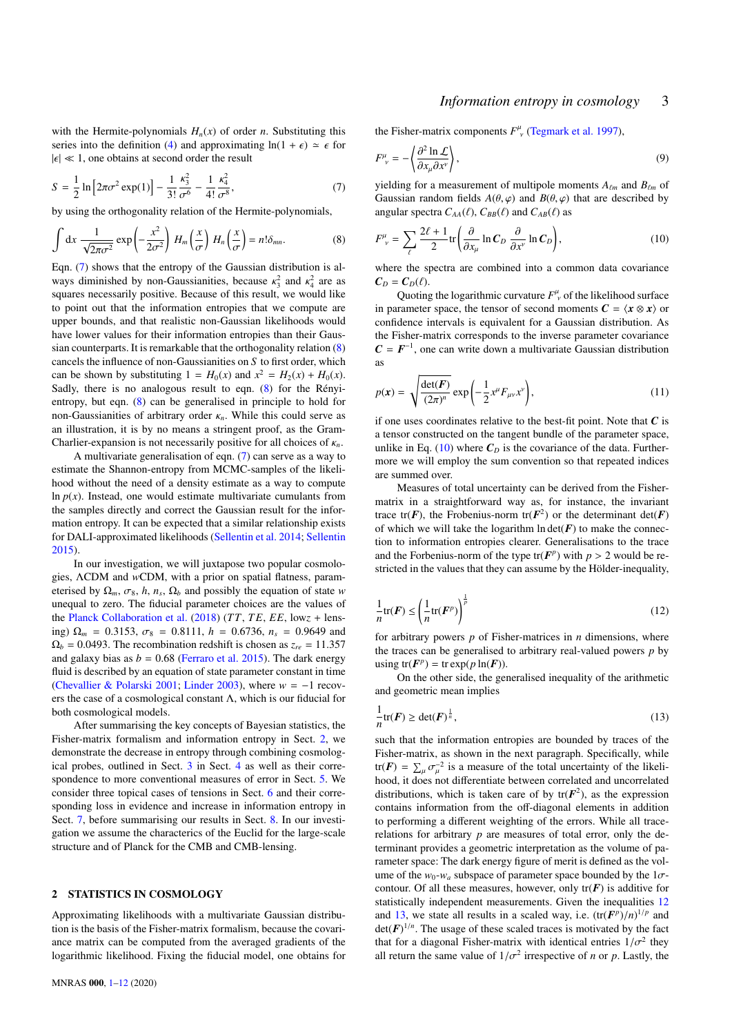with the Hermite-polynomials $H_n(x)$ of order $n$. Substituting this series into the definition (4) and approximating $\ln(1+\epsilon) \simeq \epsilon$ for $|\epsilon| \ll 1$, one obtains at second order the result

$$S = \frac{1}{2}\ln\left[2\pi\sigma^2\exp(1)\right] - \frac{1}{3!}\frac{\kappa_3^2}{\sigma^6} - \frac{1}{4!}\frac{\kappa_4^2}{\sigma^8}, \tag{7}$$

by using the orthogonality relation of the Hermite-polynomials,

$$\int \mathrm{d}x\ \frac{1}{\sqrt{2\pi\sigma^2}}\exp\left(-\frac{x^2}{2\sigma^2}\right) H_m\left(\frac{x}{\sigma}\right) H_n\left(\frac{x}{\sigma}\right) = n!\delta_{mn}. \tag{8}$$

Eqn. (7) shows that the entropy of the Gaussian distribution is always diminished by non-Gaussianities, because $\kappa_3^2$ and $\kappa_4^2$ are as squares necessarily positive. Because of this result, we would like to point out that the information entropies that we compute are upper bounds, and that realistic non-Gaussian likelihoods would have lower values for their information entropies than their Gaussian counterparts. It is remarkable that the orthogonality relation (8) cancels the influence of non-Gaussianities on $S$ to first order, which can be shown by substituting $1 = H_0(x)$ and $x^2 = H_2(x) + H_0(x)$. Sadly, there is no analogous result to eqn. (8) for the Rényi-entropy, but eqn. (8) can be generalised in principle to hold for non-Gaussianities of arbitrary order $\kappa_n$. While this could serve as an illustration, it is by no means a stringent proof, as the Gram-Charlier-expansion is not necessarily positive for all choices of $\kappa_n$.

A multivariate generalisation of eqn. (7) can serve as a way to estimate the Shannon-entropy from MCMC-samples of the likelihood without the need of a density estimate as a way to compute $\ln p(x)$. Instead, one would estimate multivariate cumulants from the samples directly and correct the Gaussian result for the information entropy. It can be expected that a similar relationship exists for DALI-approximated likelihoods (Sellentin et al. 2014; Sellentin 2015).

In our investigation, we will juxtapose two popular cosmologies, ΛCDM and $w$CDM, with a prior on spatial flatness, parameterised by $\Omega_m$, $\sigma_8$, $h$, $n_s$, $\Omega_b$ and possibly the equation of state $w$ unequal to zero. The fiducial parameter choices are the values of the Planck Collaboration et al. (2018) ($TT$, $TE$, $EE$, low$z$ + lensing) $\Omega_m = 0.3153$, $\sigma_8 = 0.8111$, $h = 0.6736$, $n_s = 0.9649$ and $\Omega_b = 0.0493$. The recombination redshift is chosen as $z_{re} = 11.357$ and galaxy bias as $b = 0.68$ (Ferraro et al. 2015). The dark energy fluid is described by an equation of state parameter constant in time (Chevallier & Polarski 2001; Linder 2003), where $w = -1$ recovers the case of a cosmological constant Λ, which is our fiducial for both cosmological models.

After summarising the key concepts of Bayesian statistics, the Fisher-matrix formalism and information entropy in Sect. 2, we demonstrate the decrease in entropy through combining cosmological probes, outlined in Sect. 3 in Sect. 4 as well as their correspondence to more conventional measures of error in Sect. 5. We consider three topical cases of tensions in Sect. 6 and their corresponding loss in evidence and increase in information entropy in Sect. 7, before summarising our results in Sect. 8. In our investigation we assume the characterics of the Euclid for the large-scale structure and of Planck for the CMB and CMB-lensing.

## 2 STATISTICS IN COSMOLOGY

Approximating likelihoods with a multivariate Gaussian distribution is the basis of the Fisher-matrix formalism, because the covariance matrix can be computed from the averaged gradients of the logarithmic likelihood. Fixing the fiducial model, one obtains for the Fisher-matrix components $F^\mu_{\ \nu}$ (Tegmark et al. 1997),

$$F^\mu_{\ \nu} = -\left\langle\frac{\partial^2\ln\mathcal{L}}{\partial x_\mu\partial x^\nu}\right\rangle, \tag{9}$$

yielding for a measurement of multipole moments $A_{\ell m}$ and $B_{\ell m}$ of Gaussian random fields $A(\theta,\varphi)$ and $B(\theta,\varphi)$ that are described by angular spectra $C_{AA}(\ell)$, $C_{BB}(\ell)$ and $C_{AB}(\ell)$ as

$$F^\mu_{\ \nu} = \sum_\ell \frac{2\ell+1}{2}\mathrm{tr}\left(\frac{\partial}{\partial x_\mu}\ln \boldsymbol{C}_D\ \frac{\partial}{\partial x^\nu}\ln\boldsymbol{C}_D\right), \tag{10}$$

where the spectra are combined into a common data covariance $\boldsymbol{C}_D = \boldsymbol{C}_D(\ell)$.

Quoting the logarithmic curvature $F^\mu_{\ \nu}$ of the likelihood surface in parameter space, the tensor of second moments $\boldsymbol{C} = \langle \boldsymbol{x}\otimes\boldsymbol{x}\rangle$ or confidence intervals is equivalent for a Gaussian distribution. As the Fisher-matrix corresponds to the inverse parameter covariance $\boldsymbol{C} = \boldsymbol{F}^{-1}$, one can write down a multivariate Gaussian distribution as

$$p(\boldsymbol{x}) = \sqrt{\frac{\det(\boldsymbol{F})}{(2\pi)^n}}\exp\left(-\frac{1}{2}x^\mu F_{\mu\nu}x^\nu\right), \tag{11}$$

if one uses coordinates relative to the best-fit point. Note that $\boldsymbol{C}$ is a tensor constructed on the tangent bundle of the parameter space, unlike in Eq. (10) where $\boldsymbol{C}_D$ is the covariance of the data. Furthermore we will employ the sum convention so that repeated indices are summed over.

Measures of total uncertainty can be derived from the Fisher-matrix in a straightforward way as, for instance, the invariant trace $\mathrm{tr}(\boldsymbol{F})$, the Frobenius-norm $\mathrm{tr}(\boldsymbol{F}^2)$ or the determinant $\det(\boldsymbol{F})$ of which we will take the logarithm $\ln\det(\boldsymbol{F})$ to make the connection to information entropies clearer. Generalisations to the trace and the Forbenius-norm of the type $\mathrm{tr}(\boldsymbol{F}^p)$ with $p > 2$ would be restricted in the values that they can assume by the Hölder-inequality,

$$\frac{1}{n}\mathrm{tr}(\boldsymbol{F}) \leq \left(\frac{1}{n}\mathrm{tr}(\boldsymbol{F}^p)\right)^{\frac{1}{p}} \tag{12}$$

for arbitrary powers $p$ of Fisher-matrices in $n$ dimensions, where the traces can be generalised to arbitrary real-valued powers $p$ by using $\mathrm{tr}(\boldsymbol{F}^p) = \mathrm{tr}\exp(p\ln(\boldsymbol{F}))$.

On the other side, the generalised inequality of the arithmetic and geometric mean implies

$$\frac{1}{n}\mathrm{tr}(\boldsymbol{F}) \geq \det(\boldsymbol{F})^{\frac{1}{n}}, \tag{13}$$

such that the information entropies are bounded by traces of the Fisher-matrix, as shown in the next paragraph. Specifically, while $\mathrm{tr}(\boldsymbol{F}) = \sum_\mu \sigma_\mu^{-2}$ is a measure of the total uncertainty of the likelihood, it does not differentiate between correlated and uncorrelated distributions, which is taken care of by $\mathrm{tr}(\boldsymbol{F}^2)$, as the expression contains information from the off-diagonal elements in addition to performing a different weighting of the errors. While all trace-relations for arbitrary $p$ are measures of total error, only the determinant provides a geometric interpretation as the volume of parameter space: The dark energy figure of merit is defined as the volume of the $w_0$-$w_a$ subspace of parameter space bounded by the 1$\sigma$-contour. Of all these measures, however, only $\mathrm{tr}(\boldsymbol{F})$ is additive for statistically independent measurements. Given the inequalities 12 and 13, we state all results in a scaled way, i.e. $(\mathrm{tr}(\boldsymbol{F}^p)/n)^{1/p}$ and $\det(\boldsymbol{F})^{1/n}$. The usage of these scaled traces is motivated by the fact that for a diagonal Fisher-matrix with identical entries $1/\sigma^2$ they all return the same value of $1/\sigma^2$ irrespective of $n$ or $p$. Lastly, the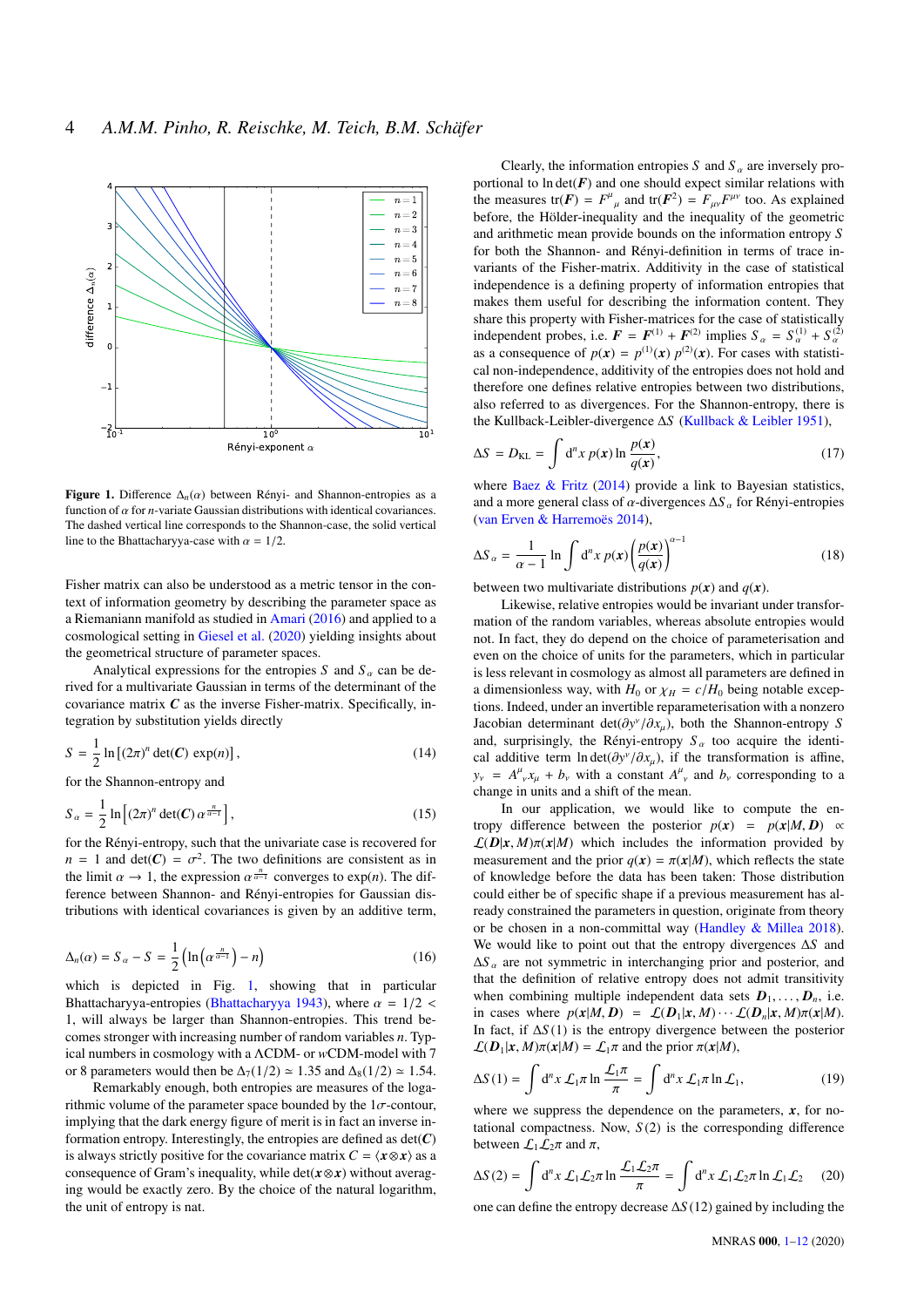**Figure 1.** Difference $\Delta_n(\alpha)$ between Rényi- and Shannon-entropies as a function of $\alpha$ for $n$-variate Gaussian distributions with identical covariances. The dashed vertical line corresponds to the Shannon-case, the solid vertical line to the Bhattacharyya-case with $\alpha = 1/2$.

Fisher matrix can also be understood as a metric tensor in the context of information geometry by describing the parameter space as a Riemaniann manifold as studied in Amari (2016) and applied to a cosmological setting in Giesel et al. (2020) yielding insights about the geometrical structure of parameter spaces.

Analytical expressions for the entropies $S$ and $S_\alpha$ can be derived for a multivariate Gaussian in terms of the determinant of the covariance matrix $\boldsymbol{C}$ as the inverse Fisher-matrix. Specifically, integration by substitution yields directly

$$S = \frac{1}{2}\ln\left[(2\pi)^n \det(\boldsymbol{C})\, \exp(n)\right], \tag{14}$$

for the Shannon-entropy and

$$S_\alpha = \frac{1}{2}\ln\left[(2\pi)^n \det(\boldsymbol{C})\, \alpha^{\frac{n}{\alpha-1}}\right], \tag{15}$$

for the Rényi-entropy, such that the univariate case is recovered for $n = 1$ and $\det(\boldsymbol{C}) = \sigma^2$. The two definitions are consistent as in the limit $\alpha \to 1$, the expression $\alpha^{\frac{n}{\alpha-1}}$ converges to $\exp(n)$. The difference between Shannon- and Rényi-entropies for Gaussian distributions with identical covariances is given by an additive term,

$$\Delta_n(\alpha) = S_\alpha - S = \frac{1}{2}\left(\ln\left(\alpha^{\frac{n}{\alpha-1}}\right) - n\right) \tag{16}$$

which is depicted in Fig. 1, showing that in particular Bhattacharyya-entropies (Bhattacharyya 1943), where $\alpha = 1/2 < 1$, will always be larger than Shannon-entropies. This trend becomes stronger with increasing number of random variables $n$. Typical numbers in cosmology with a ΛCDM- or $w$CDM-model with 7 or 8 parameters would then be $\Delta_7(1/2) \simeq 1.35$ and $\Delta_8(1/2) \simeq 1.54$.

Remarkably enough, both entropies are measures of the logarithmic volume of the parameter space bounded by the $1\sigma$-contour, implying that the dark energy figure of merit is in fact an inverse information entropy. Interestingly, the entropies are defined as $\det(\boldsymbol{C})$ is always strictly positive for the covariance matrix $C = \langle \boldsymbol{x}\otimes\boldsymbol{x}\rangle$ as a consequence of Gram's inequality, while $\det(\boldsymbol{x}\otimes\boldsymbol{x})$ without averaging would be exactly zero. By the choice of the natural logarithm, the unit of entropy is nat.

Clearly, the information entropies $S$ and $S_\alpha$ are inversely proportional to $\ln\det(\boldsymbol{F})$ and one should expect similar relations with the measures $\mathrm{tr}(\boldsymbol{F}) = F^\mu{}_\mu$ and $\mathrm{tr}(\boldsymbol{F}^2) = F_{\mu\nu}F^{\mu\nu}$ too. As explained before, the Hölder-inequality and the inequality of the geometric and arithmetic mean provide bounds on the information entropy $S$ for both the Shannon- and Rényi-definition in terms of trace invariants of the Fisher-matrix. Additivity in the case of statistical independence is a defining property of information entropies that makes them useful for describing the information content. They share this property with Fisher-matrices for the case of statistically independent probes, i.e. $\boldsymbol{F} = \boldsymbol{F}^{(1)} + \boldsymbol{F}^{(2)}$ implies $S_\alpha = S_\alpha^{(1)} + S_\alpha^{(2)}$ as a consequence of $p(\boldsymbol{x}) = p^{(1)}(\boldsymbol{x})\, p^{(2)}(\boldsymbol{x})$. For cases with statistical non-independence, additivity of the entropies does not hold and therefore one defines relative entropies between two distributions, also referred to as divergences. For the Shannon-entropy, there is the Kullback-Leibler-divergence $\Delta S$ (Kullback & Leibler 1951),

$$\Delta S = D_{\mathrm{KL}} = \int \mathrm{d}^n x\, p(\boldsymbol{x}) \ln\frac{p(\boldsymbol{x})}{q(\boldsymbol{x})}, \tag{17}$$

where Baez & Fritz (2014) provide a link to Bayesian statistics, and a more general class of $\alpha$-divergences $\Delta S_\alpha$ for Rényi-entropies (van Erven & Harremoës 2014),

$$\Delta S_\alpha = \frac{1}{\alpha-1}\ln\int \mathrm{d}^n x\, p(\boldsymbol{x})\left(\frac{p(\boldsymbol{x})}{q(\boldsymbol{x})}\right)^{\alpha-1} \tag{18}$$

between two multivariate distributions $p(\boldsymbol{x})$ and $q(\boldsymbol{x})$.

Likewise, relative entropies would be invariant under transformation of the random variables, whereas absolute entropies would not. In fact, they do depend on the choice of parameterisation and even on the choice of units for the parameters, which in particular is less relevant in cosmology as almost all parameters are defined in a dimensionless way, with $H_0$ or $\chi_H = c/H_0$ being notable exceptions. Indeed, under an invertible reparameterisation with a nonzero Jacobian determinant $\det(\partial y^\nu/\partial x_\mu)$, both the Shannon-entropy $S$ and, surprisingly, the Rényi-entropy $S_\alpha$ too acquire the identical additive term $\ln\det(\partial y^\nu/\partial x_\mu)$, if the transformation is affine, $y_\nu = A^\mu{}_\nu x_\mu + b_\nu$ with a constant $A^\mu{}_\nu$ and $b_\nu$ corresponding to a change in units and a shift of the mean.

In our application, we would like to compute the entropy difference between the posterior $p(\boldsymbol{x}) = p(\boldsymbol{x}|M,\boldsymbol{D}) \propto \mathcal{L}(\boldsymbol{D}|\boldsymbol{x},M)\pi(\boldsymbol{x}|M)$ which includes the information provided by measurement and the prior $q(\boldsymbol{x}) = \pi(\boldsymbol{x}|M)$, which reflects the state of knowledge before the data has been taken: Those distribution could either be of specific shape if a previous measurement has already constrained the parameters in question, originate from theory or be chosen in a non-committal way (Handley & Millea 2018). We would like to point out that the entropy divergences $\Delta S$ and $\Delta S_\alpha$ are not symmetric in interchanging prior and posterior, and that the definition of relative entropies does not admit transitivity when combining multiple independent data sets $\boldsymbol{D}_1,\ldots,\boldsymbol{D}_n$, i.e. in cases where $p(\boldsymbol{x}|M,\boldsymbol{D}) = \mathcal{L}(\boldsymbol{D}_1|\boldsymbol{x},M)\cdots\mathcal{L}(\boldsymbol{D}_n|\boldsymbol{x},M)\pi(\boldsymbol{x}|M)$. In fact, if $\Delta S(1)$ is the entropy divergence between the posterior $\mathcal{L}(\boldsymbol{D}_1|\boldsymbol{x},M)\pi(\boldsymbol{x}|M) = \mathcal{L}_1\pi$ and the prior $\pi(\boldsymbol{x}|M)$,

$$\Delta S(1) = \int \mathrm{d}^n x\, \mathcal{L}_1\pi \ln\frac{\mathcal{L}_1\pi}{\pi} = \int \mathrm{d}^n x\, \mathcal{L}_1\pi \ln\mathcal{L}_1, \tag{19}$$

where we suppress the dependence on the parameters, $\boldsymbol{x}$, for notational compactness. Now, $S(2)$ is the corresponding difference between $\mathcal{L}_1\mathcal{L}_2\pi$ and $\pi$,

$$\Delta S(2) = \int \mathrm{d}^n x\, \mathcal{L}_1\mathcal{L}_2\pi \ln\frac{\mathcal{L}_1\mathcal{L}_2\pi}{\pi} = \int \mathrm{d}^n x\, \mathcal{L}_1\mathcal{L}_2\pi \ln\mathcal{L}_1\mathcal{L}_2 \tag{20}$$

one can define the entropy decrease $\Delta S(12)$ gained by including the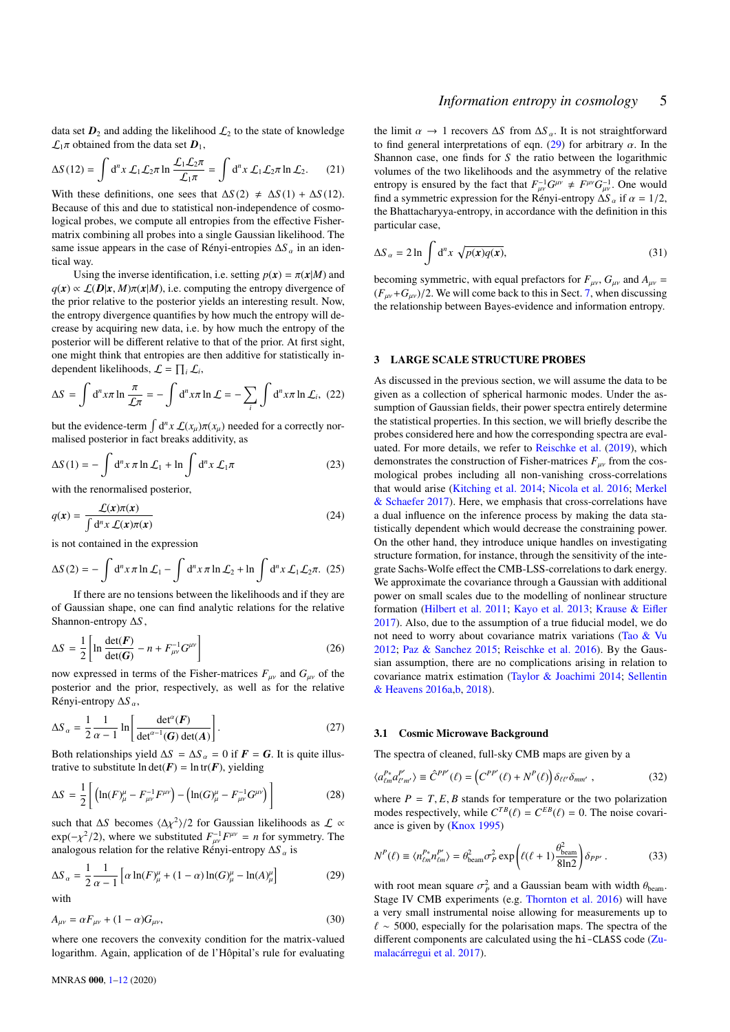data set $\boldsymbol{D}_2$ and adding the likelihood $\mathcal{L}_2$ to the state of knowledge $\mathcal{L}_1\pi$ obtained from the data set $\boldsymbol{D}_1$,

$$\Delta S\,(12) = \int \mathrm{d}^n x\; \mathcal{L}_1\mathcal{L}_2\pi \ln \frac{\mathcal{L}_1\mathcal{L}_2\pi}{\mathcal{L}_1\pi} = \int \mathrm{d}^n x\; \mathcal{L}_1\mathcal{L}_2\pi \ln \mathcal{L}_2. \tag{21}$$

With these definitions, one sees that $\Delta S(2) \neq \Delta S(1) + \Delta S(12)$. Because of this and due to statistical non-independence of cosmological probes, we compute all entropies from the effective Fisher-matrix combining all probes into a single Gaussian likelihood. The same issue appears in the case of Rényi-entropies $\Delta S_\alpha$ in an identical way.

Using the inverse identification, i.e. setting $p(\boldsymbol{x}) = \pi(\boldsymbol{x}|M)$ and $q(\boldsymbol{x}) \propto \mathcal{L}(\boldsymbol{D}|\boldsymbol{x}, M)\pi(\boldsymbol{x}|M)$, i.e. computing the entropy divergence of the prior relative to the posterior yields an interesting result. Now, the entropy divergence quantifies by how much the entropy will decrease by acquiring new data, i.e. by how much the entropy of the posterior will be different relative to that of the prior. At first sight, one might think that entropies are then additive for statistically independent likelihoods, $\mathcal{L} = \prod_i \mathcal{L}_i$,

$$\Delta S = \int \mathrm{d}^n x \pi \ln \frac{\pi}{\mathcal{L}\pi} = -\int \mathrm{d}^n x \pi \ln \mathcal{L} = -\sum_i \int \mathrm{d}^n x \pi \ln \mathcal{L}_i, \tag{22}$$

but the evidence-term $\int \mathrm{d}^n x\, \mathcal{L}(x_\mu)\pi(x_\mu)$ needed for a correctly normalised posterior in fact breaks additivity, as

$$\Delta S\,(1) = -\int \mathrm{d}^n x\, \pi \ln \mathcal{L}_1 + \ln \int \mathrm{d}^n x\, \mathcal{L}_1\pi \tag{23}$$

with the renormalised posterior,

$$q(\boldsymbol{x}) = \frac{\mathcal{L}(\boldsymbol{x})\pi(\boldsymbol{x})}{\int \mathrm{d}^n x\, \mathcal{L}(\boldsymbol{x})\pi(\boldsymbol{x})} \tag{24}$$

is not contained in the expression

$$\Delta S\,(2) = -\int \mathrm{d}^n x \pi \ln \mathcal{L}_1 - \int \mathrm{d}^n x \pi \ln \mathcal{L}_2 + \ln \int \mathrm{d}^n x\, \mathcal{L}_1\mathcal{L}_2\pi. \tag{25}$$

If there are no tensions between the likelihoods and if they are of Gaussian shape, one can find analytic relations for the relative Shannon-entropy $\Delta S$,

$$\Delta S = \frac{1}{2}\left[\ln \frac{\det(\boldsymbol{F})}{\det(\boldsymbol{G})} - n + F^{-1}_{\mu\nu}G^{\mu\nu}\right] \tag{26}$$

now expressed in terms of the Fisher-matrices $F_{\mu\nu}$ and $G_{\mu\nu}$ of the posterior and the prior, respectively, as well as for the relative Rényi-entropy $\Delta S_\alpha$,

$$\Delta S_\alpha = \frac{1}{2}\frac{1}{\alpha-1}\ln\left[\frac{\det^\alpha(\boldsymbol{F})}{\det^{\alpha-1}(\boldsymbol{G})\det(\boldsymbol{A})}\right]. \tag{27}$$

Both relationships yield $\Delta S = \Delta S_\alpha = 0$ if $\boldsymbol{F} = \boldsymbol{G}$. It is quite illustrative to substitute $\ln\det(\boldsymbol{F}) = \ln\mathrm{tr}(\boldsymbol{F})$, yielding

$$\Delta S = \frac{1}{2}\left[\left(\ln(F)^\mu_\mu - F^{-1}_{\mu\nu}F^{\mu\nu}\right) - \left(\ln(G)^\mu_\mu - F^{-1}_{\mu\nu}G^{\mu\nu}\right)\right] \tag{28}$$

such that $\Delta S$ becomes $\langle\Delta\chi^2\rangle/2$ for Gaussian likelihoods as $\mathcal{L} \propto \exp(-\chi^2/2)$, where we substituted $F^{-1}_{\mu\nu}F^{\mu\nu} = n$ for symmetry. The analogous relation for the relative Rényi-entropy $\Delta S_\alpha$ is

$$\Delta S_\alpha = \frac{1}{2}\frac{1}{\alpha-1}\left[\alpha\ln(F)^\mu_\mu + (1-\alpha)\ln(G)^\mu_\mu - \ln(A)^\mu_\mu\right] \tag{29}$$

with

$$A_{\mu\nu} = \alpha F_{\mu\nu} + (1-\alpha)G_{\mu\nu}, \tag{30}$$

where one recovers the convexity condition for the matrix-valued logarithm. Again, application of de l'Hôpital's rule for evaluating the limit $\alpha \to 1$ recovers $\Delta S$ from $\Delta S_\alpha$. It is not straightforward to find general interpretations of eqn. (29) for arbitrary $\alpha$. In the Shannon case, one finds for $S$ the ratio between the logarithmic volumes of the two likelihoods and the asymmetry of the relative entropy is ensured by the fact that $F^{-1}_{\mu\nu}G^{\mu\nu} \neq F^{\mu\nu}G^{-1}_{\mu\nu}$. One would find a symmetric expression for the Rényi-entropy $\Delta S_\alpha$ if $\alpha = 1/2$, the Bhattacharyya-entropy, in accordance with the definition in this particular case,

$$\Delta S_\alpha = 2\ln\int \mathrm{d}^n x\, \sqrt{p(\boldsymbol{x})q(\boldsymbol{x})}, \tag{31}$$

becoming symmetric, with equal prefactors for $F_{\mu\nu}$, $G_{\mu\nu}$ and $A_{\mu\nu} = (F_{\mu\nu}+G_{\mu\nu})/2$. We will come back to this in Sect. 7, when discussing the relationship between Bayes-evidence and information entropy.

## 3 LARGE SCALE STRUCTURE PROBES

As discussed in the previous section, we will assume the data to be given as a collection of spherical harmonic modes. Under the assumption of Gaussian fields, their power spectra entirely determine the statistical properties. In this section, we will briefly describe the probes considered here and how the corresponding spectra are evaluated. For more details, we refer to Reischke et al. (2019), which demonstrates the construction of Fisher-matrices $F_{\mu\nu}$ from the cosmological probes including all non-vanishing cross-correlations that would arise (Kitching et al. 2014; Nicola et al. 2016; Merkel & Schaefer 2017). Here, we emphasis that cross-correlations have a dual influence on the inference process by making the data statistically dependent which would decrease the constraining power. On the other hand, they introduce unique handles on investigating structure formation, for instance, through the sensitivity of the integrate Sachs-Wolfe effect the CMB-LSS-correlations to dark energy. We approximate the covariance through a Gaussian with additional power on small scales due to the modelling of nonlinear structure formation (Hilbert et al. 2011; Kayo et al. 2013; Krause & Eifler 2017). Also, due to the assumption of a true fiducial model, we do not need to worry about covariance matrix variations (Tao & Vu 2012; Paz & Sanchez 2015; Reischke et al. 2016). By the Gaussian assumption, there are no complications arising in relation to covariance matrix estimation (Taylor & Joachimi 2014; Sellentin & Heavens 2016a,b, 2018).

### 3.1 Cosmic Microwave Background

The spectra of cleaned, full-sky CMB maps are given by a

$$\langle a^{P*}_{\ell m} a^{P'}_{\ell' m'}\rangle \equiv \hat{C}^{PP'}(\ell) = \left(C^{PP'}(\ell) + N^P(\ell)\right)\delta_{\ell\ell'}\delta_{mm'}\,, \tag{32}$$

where $P = T, E, B$ stands for temperature or the two polarization modes respectively, while $C^{TB}(\ell) = C^{EB}(\ell) = 0$. The noise covariance is given by (Knox 1995)

$$N^P(\ell) \equiv \langle n^{P*}_{\ell m} n^{P'}_{\ell m}\rangle = \theta^2_{\mathrm{beam}}\sigma^2_P \exp\left(\ell(\ell+1)\frac{\theta^2_{\mathrm{beam}}}{8\ln 2}\right)\delta_{PP'}\,. \tag{33}$$

with root mean square $\sigma^2_P$ and a Gaussian beam with width $\theta_{\mathrm{beam}}$. Stage IV CMB experiments (e.g. Thornton et al. 2016) will have a very small instrumental noise allowing for measurements up to $\ell \sim 5000$, especially for the polarisation maps. The spectra of the different components are calculated using the `hi-CLASS` code (Zumalacárregui et al. 2017).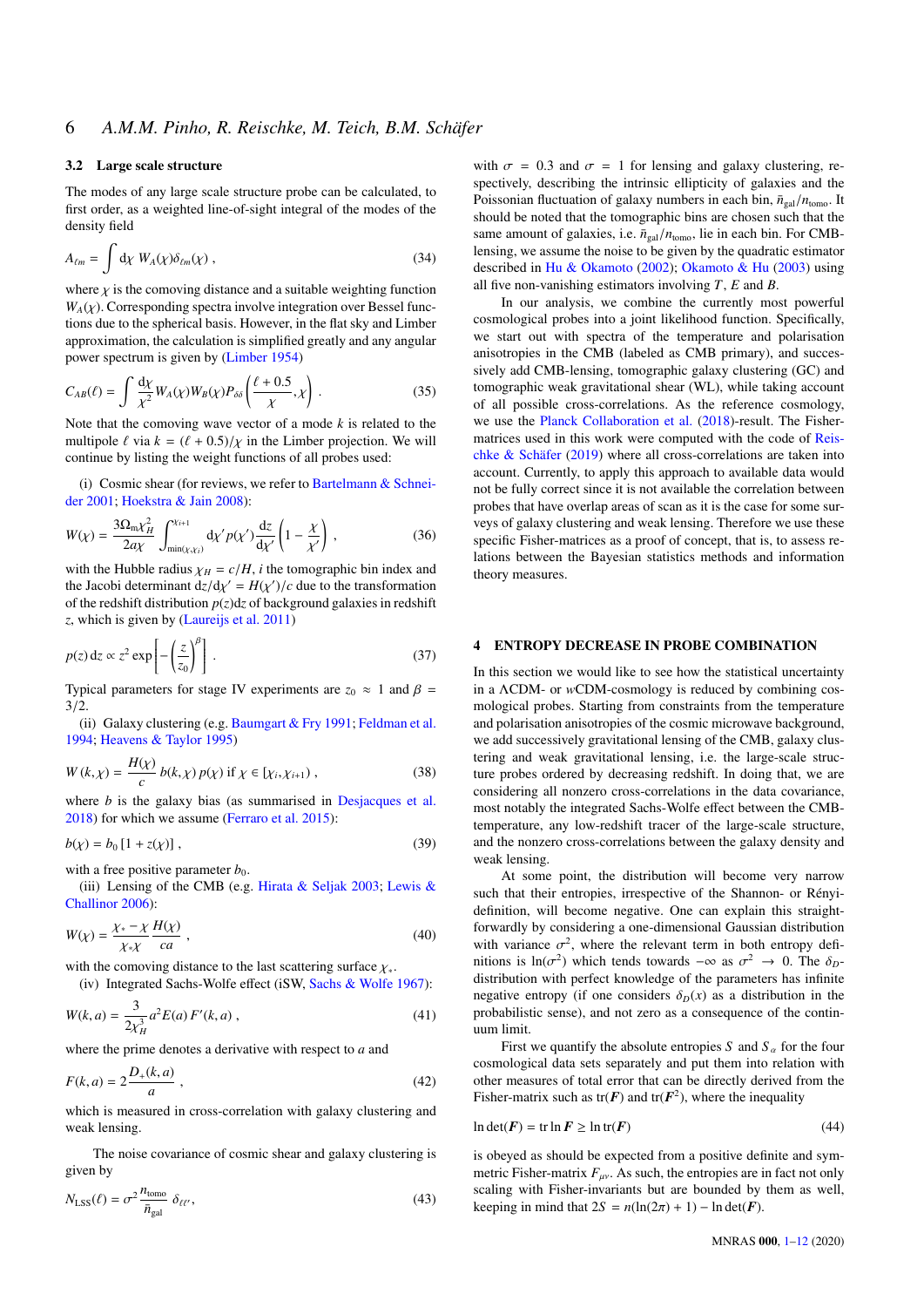### 3.2 Large scale structure

The modes of any large scale structure probe can be calculated, to first order, as a weighted line-of-sight integral of the modes of the density field

$$A_{\ell m} = \int \mathrm{d}\chi \; W_A(\chi) \delta_{\ell m}(\chi) \; , \tag{34}$$

where $\chi$ is the comoving distance and a suitable weighting function $W_A(\chi)$. Corresponding spectra involve integration over Bessel functions due to the spherical basis. However, in the flat sky and Limber approximation, the calculation is simplified greatly and any angular power spectrum is given by (Limber 1954)

$$C_{AB}(\ell) = \int \frac{\mathrm{d}\chi}{\chi^2} W_A(\chi) W_B(\chi) P_{\delta\delta}\left(\frac{\ell + 0.5}{\chi}, \chi\right) \; . \tag{35}$$

Note that the comoving wave vector of a mode $k$ is related to the multipole $\ell$ via $k = (\ell + 0.5)/\chi$ in the Limber projection. We will continue by listing the weight functions of all probes used:

(i) Cosmic shear (for reviews, we refer to Bartelmann & Schneider 2001; Hoekstra & Jain 2008):

$$W(\chi) = \frac{3\Omega_{\mathrm{m}}\chi_H^2}{2a\chi} \int_{\min(\chi,\chi_i)}^{\chi_{i+1}} \mathrm{d}\chi' p(\chi') \frac{\mathrm{d}z}{\mathrm{d}\chi'} \left(1 - \frac{\chi}{\chi'}\right) \; , \tag{36}$$

with the Hubble radius $\chi_H = c/H$, $i$ the tomographic bin index and the Jacobi determinant $\mathrm{d}z/\mathrm{d}\chi' = H(\chi')/c$ due to the transformation of the redshift distribution $p(z)\mathrm{d}z$ of background galaxies in redshift $z$, which is given by (Laureijs et al. 2011)

$$p(z)\,\mathrm{d}z \propto z^2 \exp\left[-\left(\frac{z}{z_0}\right)^\beta\right] \; . \tag{37}$$

Typical parameters for stage IV experiments are $z_0 \approx 1$ and $\beta = 3/2$.

(ii) Galaxy clustering (e.g. Baumgart & Fry 1991; Feldman et al. 1994; Heavens & Taylor 1995)

$$W(k, \chi) = \frac{H(\chi)}{c} \, b(k, \chi) \, p(\chi) \text{ if } \chi \in [\chi_i, \chi_{i+1}) \; , \tag{38}$$

where $b$ is the galaxy bias (as summarised in Desjacques et al. 2018) for which we assume (Ferraro et al. 2015):

$$b(\chi) = b_0 \left[1 + z(\chi)\right] \; , \tag{39}$$

with a free positive parameter $b_0$.

(iii) Lensing of the CMB (e.g. Hirata & Seljak 2003; Lewis & Challinor 2006):

$$W(\chi) = \frac{\chi_* - \chi}{\chi_* \chi} \frac{H(\chi)}{ca} \; , \tag{40}$$

with the comoving distance to the last scattering surface $\chi_*$.

(iv) Integrated Sachs-Wolfe effect (iSW, Sachs & Wolfe 1967):

$$W(k, a) = \frac{3}{2\chi_H^3} a^2 E(a) \, F'(k, a) \; , \tag{41}$$

where the prime denotes a derivative with respect to $a$ and

$$F(k, a) = 2\frac{D_+(k, a)}{a} \; , \tag{42}$$

which is measured in cross-correlation with galaxy clustering and weak lensing.

The noise covariance of cosmic shear and galaxy clustering is given by

$$N_{\mathrm{LSS}}(\ell) = \sigma^2 \frac{n_{\mathrm{tomo}}}{\bar{n}_{\mathrm{gal}}} \, \delta_{\ell\ell'}, \tag{43}$$

with $\sigma = 0.3$ and $\sigma = 1$ for lensing and galaxy clustering, respectively, describing the intrinsic ellipticity of galaxies and the Poissonian fluctuation of galaxy numbers in each bin, $\bar{n}_{\mathrm{gal}}/n_{\mathrm{tomo}}$. It should be noted that the tomographic bins are chosen such that the same amount of galaxies, i.e. $\bar{n}_{\mathrm{gal}}/n_{\mathrm{tomo}}$, lie in each bin. For CMB-lensing, we assume the noise to be given by the quadratic estimator described in Hu & Okamoto (2002); Okamoto & Hu (2003) using all five non-vanishing estimators involving $T$, $E$ and $B$.

In our analysis, we combine the currently most powerful cosmological probes into a joint likelihood function. Specifically, we start out with spectra of the temperature and polarisation anisotropies in the CMB (labeled as CMB primary), and successively add CMB-lensing, tomographic galaxy clustering (GC) and tomographic weak gravitational shear (WL), while taking account of all possible cross-correlations. As the reference cosmology, we use the Planck Collaboration et al. (2018)-result. The Fisher-matrices used in this work were computed with the code of Reischke & Schäfer (2019) where all cross-correlations are taken into account. Currently, to apply this approach to available data would not be fully correct since it is not available the correlation between probes that have overlap areas of scan as it is the case for some surveys of galaxy clustering and weak lensing. Therefore we use these specific Fisher-matrices as a proof of concept, that is, to assess relations between the Bayesian statistics methods and information theory measures.

## 4 ENTROPY DECREASE IN PROBE COMBINATION

In this section we would like to see how the statistical uncertainty in a ΛCDM- or $w$CDM-cosmology is reduced by combining cosmological probes. Starting from constraints from the temperature and polarisation anisotropies of the cosmic microwave background, we add successively gravitational lensing of the CMB, galaxy clustering and weak gravitational lensing, i.e. the large-scale structure probes ordered by decreasing redshift. In doing that, we are considering all nonzero cross-correlations in the data covariance, most notably the integrated Sachs-Wolfe effect between the CMB-temperature, any low-redshift tracer of the large-scale structure, and the nonzero cross-correlations between the galaxy density and weak lensing.

At some point, the distribution will become very narrow such that their entropies, irrespective of the Shannon- or Rényi-definition, will become negative. One can explain this straightforwardly by considering a one-dimensional Gaussian distribution with variance $\sigma^2$, where the relevant term in both entropy definitions is $\ln(\sigma^2)$ which tends towards $-\infty$ as $\sigma^2 \rightarrow 0$. The $\delta_D$-distribution with perfect knowledge of the parameters has infinite negative entropy (if one considers $\delta_D(x)$ as a distribution in the probabilistic sense), and not zero as a consequence of the continuum limit.

First we quantify the absolute entropies $S$ and $S_\alpha$ for the four cosmological data sets separately and put them into relation with other measures of total error that can be directly derived from the Fisher-matrix such as $\mathrm{tr}(\boldsymbol{F})$ and $\mathrm{tr}(\boldsymbol{F}^2)$, where the inequality

$$\ln\det(\boldsymbol{F}) = \mathrm{tr}\ln\boldsymbol{F} \geq \ln\mathrm{tr}(\boldsymbol{F}) \tag{44}$$

is obeyed as should be expected from a positive definite and symmetric Fisher-matrix $F_{\mu\nu}$. As such, the entropies are in fact not only scaling with Fisher-invariants but are bounded by them as well, keeping in mind that $2S = n(\ln(2\pi) + 1) - \ln\det(\boldsymbol{F})$.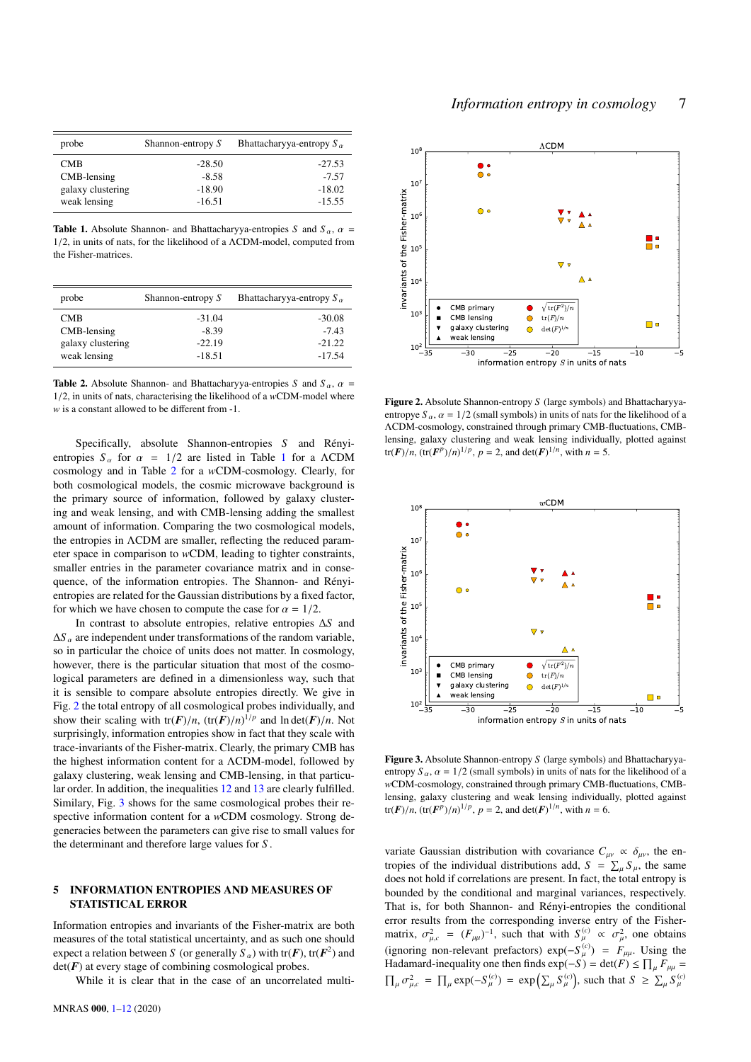| probe | Shannon-entropy $S$ | Bhattacharyya-entropy $S_\alpha$ |
|---|---|---|
| CMB | -28.50 | -27.53 |
| CMB-lensing | -8.58 | -7.57 |
| galaxy clustering | -18.90 | -18.02 |
| weak lensing | -16.51 | -15.55 |

**Table 1.** Absolute Shannon- and Bhattacharyya-entropies $S$ and $S_\alpha$, $\alpha = 1/2$, in units of nats, for the likelihood of a ΛCDM-model, computed from the Fisher-matrices.

| probe | Shannon-entropy $S$ | Bhattacharyya-entropy $S_\alpha$ |
|---|---|---|
| CMB | -31.04 | -30.08 |
| CMB-lensing | -8.39 | -7.43 |
| galaxy clustering | -22.19 | -21.22 |
| weak lensing | -18.51 | -17.54 |

**Table 2.** Absolute Shannon- and Bhattacharyya-entropies $S$ and $S_\alpha$, $\alpha = 1/2$, in units of nats, characterising the likelihood of a $w$CDM-model where $w$ is a constant allowed to be different from -1.

Specifically, absolute Shannon-entropies $S$ and Rényi-entropies $S_\alpha$ for $\alpha = 1/2$ are listed in Table 1 for a ΛCDM cosmology and in Table 2 for a $w$CDM-cosmology. Clearly, for both cosmological models, the cosmic microwave background is the primary source of information, followed by galaxy clustering and weak lensing, and with CMB-lensing adding the smallest amount of information. Comparing the two cosmological models, the entropies in ΛCDM are smaller, reflecting the reduced parameter space in comparison to $w$CDM, leading to tighter constraints, smaller entries in the parameter covariance matrix and in consequence, of the information entropies. The Shannon- and Rényi-entropies are related for the Gaussian distributions by a fixed factor, for which we have chosen to compute the case for $\alpha = 1/2$.

In contrast to absolute entropies, relative entropies $\Delta S$ and $\Delta S_\alpha$ are independent under transformations of the random variable, so in particular the choice of units does not matter. In cosmology, however, there is the particular situation that most of the cosmological parameters are defined in a dimensionless way, such that it is sensible to compare absolute entropies directly. We give in Fig. 2 the total entropy of all cosmological probes individually, and show their scaling with $\mathrm{tr}(\boldsymbol{F})/n$, $(\mathrm{tr}(\boldsymbol{F})/n)^{1/p}$ and $\ln\det(\boldsymbol{F})/n$. Not surprisingly, information entropies show in fact that they scale with trace-invariants of the Fisher-matrix. Clearly, the primary CMB has the highest information content for a ΛCDM-model, followed by galaxy clustering, weak lensing and CMB-lensing, in that particular order. In addition, the inequalities 12 and 13 are clearly fulfilled. Similary, Fig. 3 shows for the same cosmological probes their respective information content for a $w$CDM cosmology. Strong degeneracies between the parameters can give rise to small values for the determinant and therefore large values for $S$.

## 5 INFORMATION ENTROPIES AND MEASURES OF STATISTICAL ERROR

Information entropies and invariants of the Fisher-matrix are both measures of the total statistical uncertainty, and as such one should expect a relation between $S$ (or generally $S_\alpha$) with $\mathrm{tr}(\boldsymbol{F})$, $\mathrm{tr}(\boldsymbol{F}^2)$ and $\det(\boldsymbol{F})$ at every stage of combining cosmological probes.

While it is clear that in the case of an uncorrelated multi-

**Figure 2.** Absolute Shannon-entropy $S$ (large symbols) and Bhattacharyya-entropye $S_\alpha$, $\alpha = 1/2$ (small symbols) in units of nats for the likelihood of a ΛCDM-cosmology, constrained through primary CMB-fluctuations, CMB-lensing, galaxy clustering and weak lensing individually, plotted against $\mathrm{tr}(\boldsymbol{F})/n$, $(\mathrm{tr}(\boldsymbol{F}^p)/n)^{1/p}$, $p = 2$, and $\det(\boldsymbol{F})^{1/n}$, with $n = 5$.

**Figure 3.** Absolute Shannon-entropy $S$ (large symbols) and Bhattacharyya-entropy $S_\alpha$, $\alpha = 1/2$ (small symbols) in units of nats for the likelihood of a $w$CDM-cosmology, constrained through primary CMB-fluctuations, CMB-lensing, galaxy clustering and weak lensing individually, plotted against $\mathrm{tr}(\boldsymbol{F})/n$, $(\mathrm{tr}(\boldsymbol{F}^p)/n)^{1/p}$, $p = 2$, and $\det(\boldsymbol{F})^{1/n}$, with $n = 6$.

variate Gaussian distribution with covariance $C_{\mu\nu} \propto \delta_{\mu\nu}$, the entropies of the individual distributions add, $S = \sum_\mu S_\mu$, the same does not hold if correlations are present. In fact, the total entropy is bounded by the conditional and marginal variances, respectively. That is, for both Shannon- and Rényi-entropies the conditional error results from the corresponding inverse entry of the Fisher-matrix, $\sigma^2_{\mu,c} = (F_{\mu\mu})^{-1}$, such that with $S^{(c)}_\mu \propto \sigma^2_\mu$, one obtains (ignoring non-relevant prefactors) $\exp(-S^{(c)}_\mu) = F_{\mu\mu}$. Using the Hadamard-inequality one then finds $\exp(-S) = \det(F) \leq \prod_\mu F_{\mu\mu} = \prod_\mu \sigma^2_{\mu,c} = \prod_\mu \exp(-S^{(c)}_\mu) = \exp\left(\sum_\mu S^{(c)}_\mu\right)$, such that $S \geq \sum_\mu S^{(c)}_\mu$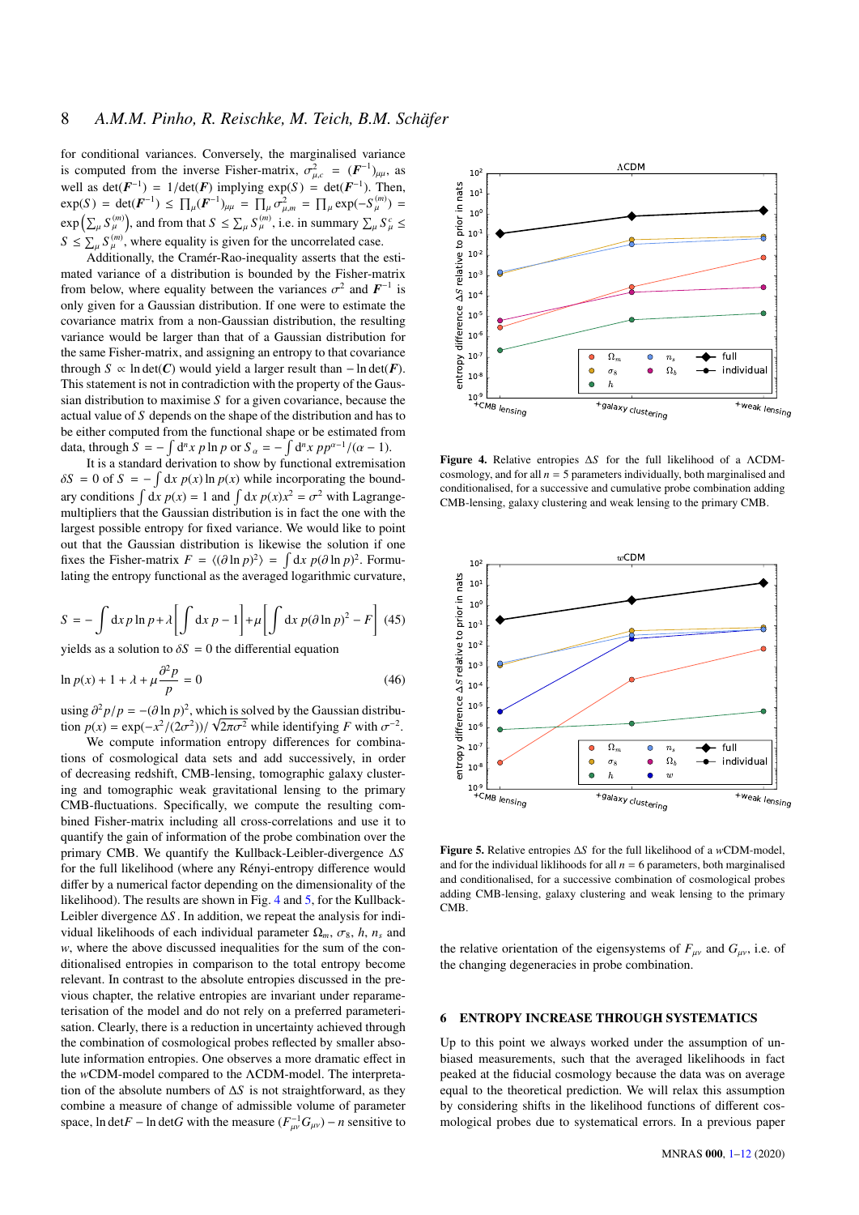for conditional variances. Conversely, the marginalised variance is computed from the inverse Fisher-matrix, $\sigma^2_{\mu,c} = (\boldsymbol{F}^{-1})_{\mu\mu}$, as well as $\det(\boldsymbol{F}^{-1}) = 1/\det(\boldsymbol{F})$ implying $\exp(S) = \det(\boldsymbol{F}^{-1})$. Then, $\exp(S) = \det(\boldsymbol{F}^{-1}) \leq \prod_\mu (\boldsymbol{F}^{-1})_{\mu\mu} = \prod_\mu \sigma^2_{\mu,m} = \prod_\mu \exp(-S^{(m)}_\mu) = \exp\left(\sum_\mu S^{(m)}_\mu\right)$, and from that $S \leq \sum_\mu S^{(m)}_\mu$, i.e. in summary $\sum_\mu S^c_\mu \leq S \leq \sum_\mu S^{(m)}_\mu$, where equality is given for the uncorrelated case.

Additionally, the Cramér-Rao-inequality asserts that the estimated variance of a distribution is bounded by the Fisher-matrix from below, where equality between the variances $\sigma^2$ and $\boldsymbol{F}^{-1}$ is only given for a Gaussian distribution. If one were to estimate the covariance matrix from a non-Gaussian distribution, the resulting variance would be larger than that of a Gaussian distribution for the same Fisher-matrix, and assigning an entropy to that covariance through $S \propto \ln\det(\boldsymbol{C})$ would yield a larger result than $-\ln\det(\boldsymbol{F})$. This statement is not in contradiction with the property of the Gaussian distribution to maximise $S$ for a given covariance, because the actual value of $S$ depends on the shape of the distribution and has to be either computed from the functional shape or be estimated from data, through $S = -\int \mathrm{d}^n x\, p \ln p$ or $S_\alpha = -\int \mathrm{d}^n x\, p p^{\alpha-1}/(\alpha-1)$.

It is a standard derivation to show by functional extremisation $\delta S = 0$ of $S = -\int \mathrm{d}x\, p(x) \ln p(x)$ while incorporating the boundary conditions $\int \mathrm{d}x\, p(x) = 1$ and $\int \mathrm{d}x\, p(x) x^2 = \sigma^2$ with Lagrange-multipliers that the Gaussian distribution is in fact the one with the largest possible entropy for fixed variance. We would like to point out that the Gaussian distribution is likewise the solution if one fixes the Fisher-matrix $F = \langle(\partial \ln p)^2\rangle = \int \mathrm{d}x\, p(\partial \ln p)^2$. Formulating the entropy functional as the averaged logarithmic curvature,

$$S = -\int \mathrm{d}x\, p \ln p + \lambda\left[\int \mathrm{d}x\, p - 1\right] + \mu\left[\int \mathrm{d}x\, p(\partial \ln p)^2 - F\right] \quad (45)$$

yields as a solution to $\delta S = 0$ the differential equation

$$\ln p(x) + 1 + \lambda + \mu\frac{\partial^2 p}{p} = 0 \quad (46)$$

using $\partial^2 p/p = -(\partial \ln p)^2$, which is solved by the Gaussian distribution $p(x) = \exp(-x^2/(2\sigma^2))/\sqrt{2\pi\sigma^2}$ while identifying $F$ with $\sigma^{-2}$.

We compute information entropy differences for combinations of cosmological data sets and add successively, in order of decreasing redshift, CMB-lensing, tomographic galaxy clustering and tomographic weak gravitational lensing to the primary CMB-fluctuations. Specifically, we compute the resulting combined Fisher-matrix including all cross-correlations and use it to quantify the gain of information of the probe combination over the primary CMB. We quantify the Kullback-Leibler-divergence $\Delta S$ for the full likelihood (where any Rényi-entropy difference would differ by a numerical factor depending on the dimensionality of the likelihood). The results are shown in Fig. 4 and 5, for the Kullback-Leibler divergence $\Delta S$. In addition, we repeat the analysis for individual likelihoods of each individual parameter $\Omega_m$, $\sigma_8$, $h$, $n_s$ and $w$, where the above discussed inequalities for the sum of the conditionalised entropies in comparison to the total entropy become relevant. In contrast to the absolute entropies discussed in the previous chapter, the relative entropies are invariant under reparameterisation of the model and do not rely on a preferred parameterisation. Clearly, there is a reduction in uncertainty achieved through the combination of cosmological probes reflected by smaller absolute information entropies. One observes a more dramatic effect in the $w$CDM-model compared to the ΛCDM-model. The interpretation of the absolute numbers of $\Delta S$ is not straightforward, as they combine a measure of change of admissible volume of parameter space, $\ln\det F - \ln\det G$ with the measure $(F^{-1}_{\mu\nu} G_{\mu\nu}) - n$ sensitive to the relative orientation of the eigensystems of $F_{\mu\nu}$ and $G_{\mu\nu}$, i.e. of the changing degeneracies in probe combination.

**Figure 4.** Relative entropies $\Delta S$ for the full likelihood of a ΛCDM-cosmology, and for all $n = 5$ parameters individually, both marginalised and conditionalised, for a successive and cumulative probe combination adding CMB-lensing, galaxy clustering and weak lensing to the primary CMB.

**Figure 5.** Relative entropies $\Delta S$ for the full likelihood of a $w$CDM-model, and for the individual liklihoods for all $n = 6$ parameters, both marginalised and conditionalised, for a successive combination of cosmological probes adding CMB-lensing, galaxy clustering and weak lensing to the primary CMB.

## 6 ENTROPY INCREASE THROUGH SYSTEMATICS

Up to this point we always worked under the assumption of unbiased measurements, such that the averaged likelihoods in fact peaked at the fiducial cosmology because the data was on average equal to the theoretical prediction. We will relax this assumption by considering shifts in the likelihood functions of different cosmological probes due to systematical errors. In a previous paper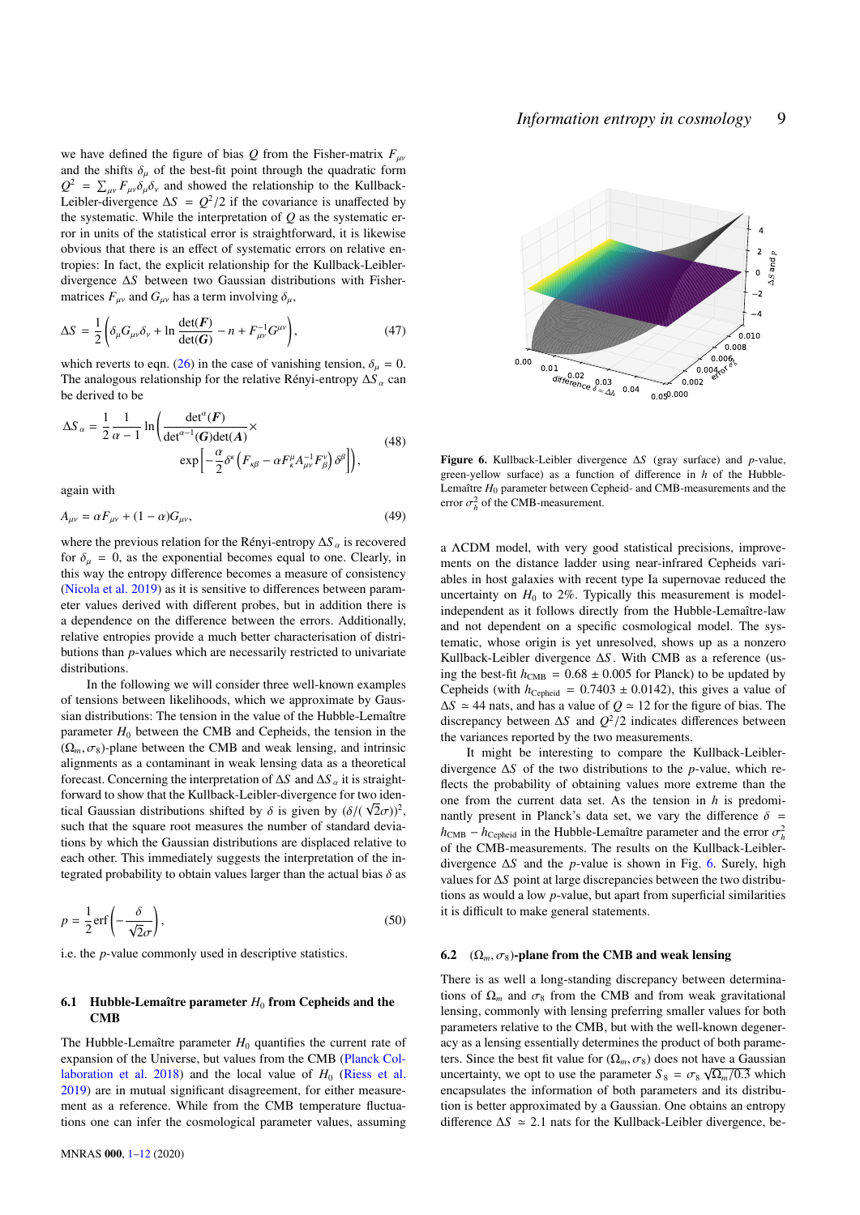we have defined the figure of bias $Q$ from the Fisher-matrix $F_{\mu\nu}$ and the shifts $\delta_\mu$ of the best-fit point through the quadratic form $Q^2 = \sum_{\mu\nu} F_{\mu\nu}\delta_\mu\delta_\nu$ and showed the relationship to the Kullback-Leibler-divergence $\Delta S = Q^2/2$ if the covariance is unaffected by the systematic. While the interpretation of $Q$ as the systematic error in units of the statistical error is straightforward, it is likewise obvious that there is an effect of systematic errors on relative entropies: In fact, the explicit relationship for the Kullback-Leibler-divergence $\Delta S$ between two Gaussian distributions with Fisher-matrices $F_{\mu\nu}$ and $G_{\mu\nu}$ has a term involving $\delta_\mu$,

$$\Delta S = \frac{1}{2}\left(\delta_\mu G_{\mu\nu}\delta_\nu + \ln\frac{\det(\boldsymbol{F})}{\det(\boldsymbol{G})} - n + F^{-1}_{\mu\nu}G^{\mu\nu}\right), \tag{47}$$

which reverts to eqn. (26) in the case of vanishing tension, $\delta_\mu = 0$. The analogous relationship for the relative Rényi-entropy $\Delta S_\alpha$ can be derived to be

$$\Delta S_\alpha = \frac{1}{2}\frac{1}{\alpha-1}\ln\left(\frac{\det^\alpha(\boldsymbol{F})}{\det^{\alpha-1}(\boldsymbol{G})\det(\boldsymbol{A})}\times \exp\left[-\frac{\alpha}{2}\delta^\kappa\left(F_{\kappa\beta} - \alpha F^\mu_\kappa A^{-1}_{\mu\nu}F^\nu_\beta\right)\delta^\beta\right]\right), \tag{48}$$

again with

$$A_{\mu\nu} = \alpha F_{\mu\nu} + (1-\alpha)G_{\mu\nu}, \tag{49}$$

where the previous relation for the Rényi-entropy $\Delta S_\alpha$ is recovered for $\delta_\mu = 0$, as the exponential becomes equal to one. Clearly, in this way the entropy difference becomes a measure of consistency (Nicola et al. 2019) as it is sensitive to differences between parameter values derived with different probes, but in addition there is a dependence on the difference between the errors. Additionally, relative entropies provide a much better characterisation of distributions than $p$-values which are necessarily restricted to univariate distributions.

In the following we will consider three well-known examples of tensions between likelihoods, which we approximate by Gaussian distributions: The tension in the value of the Hubble-Lemaître parameter $H_0$ between the CMB and Cepheids, the tension in the $(\Omega_m, \sigma_8)$-plane between the CMB and weak lensing, and intrinsic alignments as a contaminant in weak lensing data as a theoretical forecast. Concerning the interpretation of $\Delta S$ and $\Delta S_\alpha$ it is straightforward to show that the Kullback-Leibler-divergence for two identical Gaussian distributions shifted by $\delta$ is given by $(\delta/(\sqrt{2}\sigma))^2$, such that the square root measures the number of standard deviations by which the Gaussian distributions are displaced relative to each other. This immediately suggests the interpretation of the integrated probability to obtain values larger than the actual bias $\delta$ as

$$p = \frac{1}{2}\mathrm{erf}\left(-\frac{\delta}{\sqrt{2}\sigma}\right), \tag{50}$$

i.e. the $p$-value commonly used in descriptive statistics.

### 6.1 Hubble-Lemaître parameter $H_0$ from Cepheids and the CMB

The Hubble-Lemaître parameter $H_0$ quantifies the current rate of expansion of the Universe, but values from the CMB (Planck Collaboration et al. 2018) and the local value of $H_0$ (Riess et al. 2019) are in mutual significant disagreement, for either measurement as a reference. While from the CMB temperature fluctuations one can infer the cosmological parameter values, assuming a ΛCDM model, with very good statistical precisions, improvements on the distance ladder using near-infrared Cepheids variables in host galaxies with recent type Ia supernovae reduced the uncertainty on $H_0$ to 2%. Typically this measurement is model-independent as it follows directly from the Hubble-Lemaître-law and not dependent on a specific cosmological model. The systematic, whose origin is yet unresolved, shows up as a nonzero Kullback-Leibler divergence $\Delta S$. With CMB as a reference (using the best-fit $h_{\mathrm{CMB}} = 0.68 \pm 0.005$ for Planck) to be updated by Cepheids (with $h_{\mathrm{Cepheid}} = 0.7403 \pm 0.0142$), this gives a value of $\Delta S \simeq 44$ nats, and has a value of $Q \simeq 12$ for the figure of bias. The discrepancy between $\Delta S$ and $Q^2/2$ indicates differences between the variances reported by the two measurements.

Figure 6. Kullback-Leibler divergence $\Delta S$ (gray surface) and $p$-value, green-yellow surface) as a function of difference in $h$ of the Hubble-Lemaître $H_0$ parameter between Cepheid- and CMB-measurements and the error $\sigma_h^2$ of the CMB-measurement.

It might be interesting to compare the Kullback-Leibler-divergence $\Delta S$ of the two distributions to the $p$-value, which reflects the probability of obtaining values more extreme than the one from the current data set. As the tension in $h$ is predominantly present in Planck's data set, we vary the difference $\delta = h_{\mathrm{CMB}} - h_{\mathrm{Cepheid}}$ in the Hubble-Lemaître parameter and the error $\sigma_h^2$ of the CMB-measurements. The results on the Kullback-Leibler-divergence $\Delta S$ and the $p$-value is shown in Fig. 6. Surely, high values for $\Delta S$ point at large discrepancies between the two distributions as would a low $p$-value, but apart from superficial similarities it is difficult to make general statements.

### 6.2 $(\Omega_m, \sigma_8)$-plane from the CMB and weak lensing

There is as well a long-standing discrepancy between determinations of $\Omega_m$ and $\sigma_8$ from the CMB and from weak gravitational lensing, commonly with lensing preferring smaller values for both parameters relative to the CMB, but with the well-known degeneracy as a lensing essentially determines the product of both parameters. Since the best fit value for $(\Omega_m, \sigma_8)$ does not have a Gaussian uncertainty, we opt to use the parameter $S_8 = \sigma_8\sqrt{\Omega_m/0.3}$ which encapsulates the information of both parameters and its distribution is better approximated by a Gaussian. One obtains an entropy difference $\Delta S \simeq 2.1$ nats for the Kullback-Leibler divergence, be-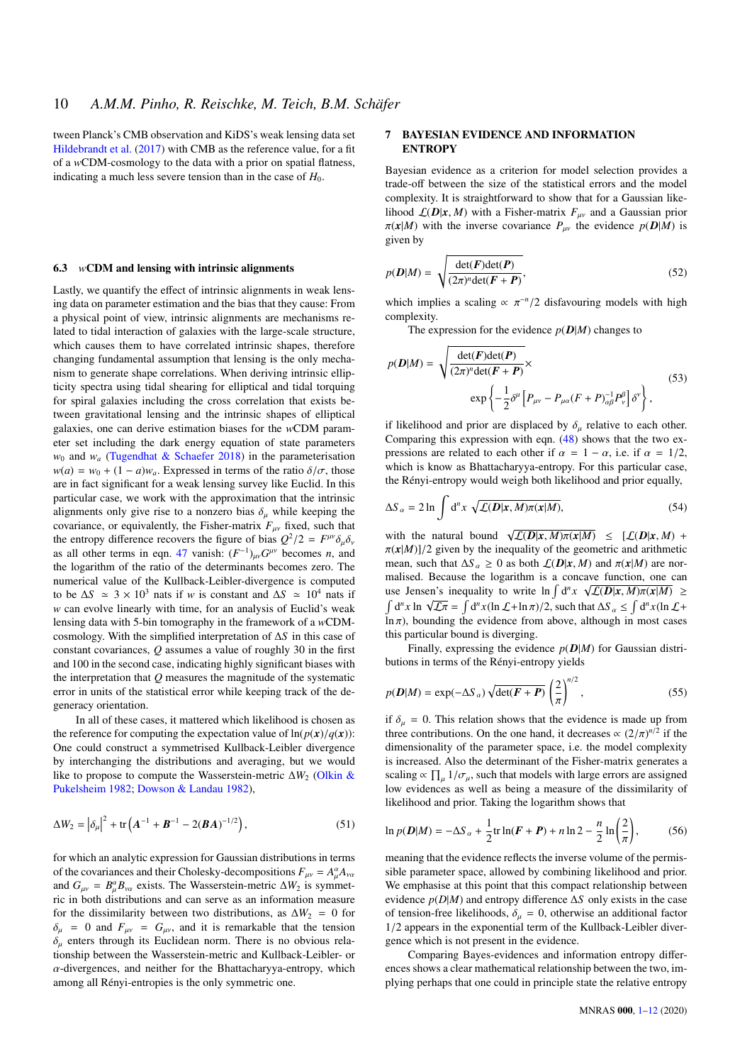tween Planck's CMB observation and KiDS's weak lensing data set Hildebrandt et al. (2017) with CMB as the reference value, for a fit of a $w$CDM-cosmology to the data with a prior on spatial flatness, indicating a much less severe tension than in the case of $H_0$.

### 6.3 $w$CDM and lensing with intrinsic alignments

Lastly, we quantify the effect of intrinsic alignments in weak lensing data on parameter estimation and the bias that they cause: From a physical point of view, intrinsic alignments are mechanisms related to tidal interaction of galaxies with the large-scale structure, which causes them to have correlated intrinsic shapes, therefore changing fundamental assumption that lensing is the only mechanism to generate shape correlations. When deriving intrinsic ellipticity spectra using tidal shearing for elliptical and tidal torquing for spiral galaxies including the cross correlation that exists between gravitational lensing and the intrinsic shapes of elliptical galaxies, one can derive estimation biases for the $w$CDM parameter set including the dark energy equation of state parameters $w_0$ and $w_a$ (Tugendhat & Schaefer 2018) in the parameterisation $w(a) = w_0 + (1-a)w_a$. Expressed in terms of the ratio $\delta/\sigma$, those are in fact significant for a weak lensing survey like Euclid. In this particular case, we work with the approximation that the intrinsic alignments only give rise to a nonzero bias $\delta_\mu$ while keeping the covariance, or equivalently, the Fisher-matrix $F_{\mu\nu}$ fixed, such that the entropy difference recovers the figure of bias $Q^2/2 = F^{\mu\nu}\delta_\mu\delta_\nu$ as all other terms in eqn. 47 vanish: $(F^{-1})_{\mu\nu}G^{\mu\nu}$ becomes $n$, and the logarithm of the ratio of the determinants becomes zero. The numerical value of the Kullback-Leibler-divergence is computed to be $\Delta S \simeq 3\times10^3$ nats if $w$ is constant and $\Delta S \simeq 10^4$ nats if $w$ can evolve linearly with time, for an analysis of Euclid's weak lensing data with 5-bin tomography in the framework of a $w$CDM-cosmology. With the simplified interpretation of $\Delta S$ in this case of constant covariances, $Q$ assumes a value of roughly 30 in the first and 100 in the second case, indicating highly significant biases with the interpretation that $Q$ measures the magnitude of the systematic error in units of the statistical error while keeping track of the degeneracy orientation.

In all of these cases, it mattered which likelihood is chosen as the reference for computing the expectation value of $\ln(p(x)/q(x))$: One could construct a symmetrised Kullback-Leibler divergence by interchanging the distributions and averaging, but we would like to propose to compute the Wasserstein-metric $\Delta W_2$ (Olkin & Pukelsheim 1982; Dowson & Landau 1982),

$$\Delta W_2 = \left|\delta_\mu\right|^2 + \mathrm{tr}\left(\boldsymbol{A}^{-1} + \boldsymbol{B}^{-1} - 2(\boldsymbol{B}\boldsymbol{A})^{-1/2}\right), \tag{51}$$

for which an analytic expression for Gaussian distributions in terms of the covariances and their Cholesky-decompositions $F_{\mu\nu} = A_\mu^\alpha A_{\nu\alpha}$ and $G_{\mu\nu} = B_\mu^\alpha B_{\nu\alpha}$ exists. The Wasserstein-metric $\Delta W_2$ is symmetric in both distributions and can serve as an information measure for the dissimilarity between two distributions, as $\Delta W_2 = 0$ for $\delta_\mu = 0$ and $F_{\mu\nu} = G_{\mu\nu}$, and it is remarkable that the tension $\delta_\mu$ enters through its Euclidean norm. There is no obvious relationship between the Wasserstein-metric and Kullback-Leibler- or $\alpha$-divergences, and neither for the Bhattacharyya-entropy, which among all Rényi-entropies is the only symmetric one.

## 7 BAYESIAN EVIDENCE AND INFORMATION ENTROPY

Bayesian evidence as a criterion for model selection provides a trade-off between the size of the statistical errors and the model complexity. It is straightforward to show that for a Gaussian likelihood $\mathcal{L}(\boldsymbol{D}|\boldsymbol{x}, M)$ with a Fisher-matrix $F_{\mu\nu}$ and a Gaussian prior $\pi(\boldsymbol{x}|M)$ with the inverse covariance $P_{\mu\nu}$ the evidence $p(\boldsymbol{D}|M)$ is given by

$$p(\boldsymbol{D}|M) = \sqrt{\frac{\det(\boldsymbol{F})\det(\boldsymbol{P})}{(2\pi)^n\det(\boldsymbol{F}+\boldsymbol{P})}}, \tag{52}$$

which implies a scaling $\propto \pi^{-n}/2$ disfavouring models with high complexity.

The expression for the evidence $p(\boldsymbol{D}|M)$ changes to

$$p(\boldsymbol{D}|M) = \sqrt{\frac{\det(\boldsymbol{F})\det(\boldsymbol{P})}{(2\pi)^n\det(\boldsymbol{F}+\boldsymbol{P})}}\times \\ \exp\left\{-\frac{1}{2}\delta^\mu\left[P_{\mu\nu} - P_{\mu\alpha}(F+P)^{-1}_{\alpha\beta}P^\beta_\nu\right]\delta^\nu\right\}, \tag{53}$$

if likelihood and prior are displaced by $\delta_\mu$ relative to each other. Comparing this expression with eqn. (48) shows that the two expressions are related to each other if $\alpha = 1-\alpha$, i.e. if $\alpha = 1/2$, which is know as Bhattacharyya-entropy. For this particular case, the Rényi-entropy would weigh both likelihood and prior equally,

$$\Delta S_\alpha = 2\ln\int \mathrm{d}^n x\,\sqrt{\mathcal{L}(\boldsymbol{D}|\boldsymbol{x}, M)\pi(\boldsymbol{x}|M)}, \tag{54}$$

with the natural bound $\sqrt{\mathcal{L}(\boldsymbol{D}|\boldsymbol{x}, M)\pi(\boldsymbol{x}|M)} \leq [\mathcal{L}(\boldsymbol{D}|\boldsymbol{x}, M) + \pi(\boldsymbol{x}|M)]/2$ given by the inequality of the geometric and arithmetic mean, such that $\Delta S_\alpha \geq 0$ as both $\mathcal{L}(\boldsymbol{D}|\boldsymbol{x}, M)$ and $\pi(\boldsymbol{x}|M)$ are normalised. Because the logarithm is a concave function, one can use Jensen's inequality to write $\ln\int \mathrm{d}^n x\,\sqrt{\mathcal{L}(\boldsymbol{D}|\boldsymbol{x}, M)\pi(\boldsymbol{x}|M)} \geq \int \mathrm{d}^n x \ln\sqrt{\mathcal{L}\pi} = \int \mathrm{d}^n x(\ln\mathcal{L}+\ln\pi)/2$, such that $\Delta S_\alpha \leq \int \mathrm{d}^n x(\ln\mathcal{L}+\ln\pi)$, bounding the evidence from above, although in most cases this particular bound is diverging.

Finally, expressing the evidence $p(\boldsymbol{D}|M)$ for Gaussian distributions in terms of the Rényi-entropy yields

$$p(\boldsymbol{D}|M) = \exp(-\Delta S_\alpha)\sqrt{\det(\boldsymbol{F}+\boldsymbol{P})}\left(\frac{2}{\pi}\right)^{n/2}, \tag{55}$$

if $\delta_\mu = 0$. This relation shows that the evidence is made up from three contributions. On the one hand, it decreases $\propto (2/\pi)^{n/2}$ if the dimensionality of the parameter space, i.e. the model complexity is increased. Also the determinant of the Fisher-matrix generates a scaling $\propto \prod_\mu 1/\sigma_\mu$, such that models with large errors are assigned low evidences as well as being a measure of the dissimilarity of likelihood and prior. Taking the logarithm shows that

$$\ln p(\boldsymbol{D}|M) = -\Delta S_\alpha + \frac{1}{2}\mathrm{tr}\ln(\boldsymbol{F}+\boldsymbol{P}) + n\ln 2 - \frac{n}{2}\ln\left(\frac{2}{\pi}\right), \tag{56}$$

meaning that the evidence reflects the inverse volume of the permissible parameter space, allowed by combining likelihood and prior. We emphasise at this point that this compact relationship between evidence $p(D|M)$ and entropy difference $\Delta S$ only exists in the case of tension-free likelihoods, $\delta_\mu = 0$, otherwise an additional factor $1/2$ appears in the exponential term of the Kullback-Leibler divergence which is not present in the evidence.

Comparing Bayes-evidences and information entropy differences shows a clear mathematical relationship between the two, implying perhaps that one could in principle state the relative entropy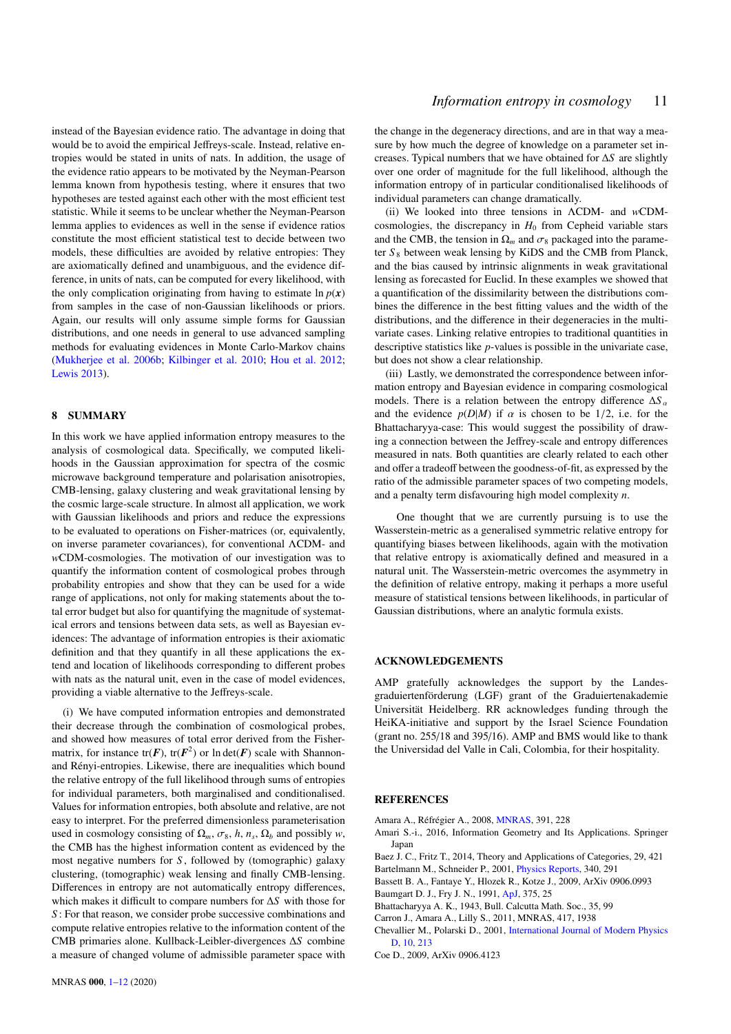instead of the Bayesian evidence ratio. The advantage in doing that would be to avoid the empirical Jeffreys-scale. Instead, relative entropies would be stated in units of nats. In addition, the usage of the evidence ratio appears to be motivated by the Neyman-Pearson lemma known from hypothesis testing, where it ensures that two hypotheses are tested against each other with the most efficient test statistic. While it seems to be unclear whether the Neyman-Pearson lemma applies to evidences as well in the sense if evidence ratios constitute the most efficient statistical test to decide between two models, these difficulties are avoided by relative entropies: They are axiomatically defined and unambiguous, and the evidence difference, in units of nats, can be computed for every likelihood, with the only complication originating from having to estimate $\ln p(\boldsymbol{x})$ from samples in the case of non-Gaussian likelihoods or priors. Again, our results will only assume simple forms for Gaussian distributions, and one needs in general to use advanced sampling methods for evaluating evidences in Monte Carlo-Markov chains (Mukherjee et al. 2006b; Kilbinger et al. 2010; Hou et al. 2012; Lewis 2013).

## 8 SUMMARY

In this work we have applied information entropy measures to the analysis of cosmological data. Specifically, we computed likelihoods in the Gaussian approximation for spectra of the cosmic microwave background temperature and polarisation anisotropies, CMB-lensing, galaxy clustering and weak gravitational lensing by the cosmic large-scale structure. In almost all application, we work with Gaussian likelihoods and priors and reduce the expressions to be evaluated to operations on Fisher-matrices (or, equivalently, on inverse parameter covariances), for conventional ΛCDM- and $w$CDM-cosmologies. The motivation of our investigation was to quantify the information content of cosmological probes through probability entropies and show that they can be used for a wide range of applications, not only for making statements about the total error budget but also for quantifying the magnitude of systematical errors and tensions between data sets, as well as Bayesian evidences: The advantage of information entropies is their axiomatic definition and that they quantify in all these applications the extend and location of likelihoods corresponding to different probes with nats as the natural unit, even in the case of model evidences, providing a viable alternative to the Jeffreys-scale.

(i) We have computed information entropies and demonstrated their decrease through the combination of cosmological probes, and showed how measures of total error derived from the Fisher-matrix, for instance $\mathrm{tr}(\boldsymbol{F})$, $\mathrm{tr}(\boldsymbol{F}^2)$ or $\ln\det(\boldsymbol{F})$ scale with Shannon- and Rényi-entropies. Likewise, there are inequalities which bound the relative entropy of the full likelihood through sums of entropies for individual parameters, both marginalised and conditionalised. Values for information entropies, both absolute and relative, are not easy to interpret. For the preferred dimensionless parameterisation used in cosmology consisting of $\Omega_m$, $\sigma_8$, $h$, $n_s$, $\Omega_b$ and possibly $w$, the CMB has the highest information content as evidenced by the most negative numbers for $S$, followed by (tomographic) galaxy clustering, (tomographic) weak lensing and finally CMB-lensing. Differences in entropy are not automatically entropy differences, which makes it difficult to compare numbers for $\Delta S$ with those for $S$: For that reason, we consider probe successive combinations and compute relative entropies relative to the information content of the CMB primaries alone. Kullback-Leibler-divergences $\Delta S$ combine a measure of changed volume of admissible parameter space with the change in the degeneracy directions, and are in that way a measure by how much the degree of knowledge on a parameter set increases. Typical numbers that we have obtained for $\Delta S$ are slightly over one order of magnitude for the full likelihood, although the information entropy of in particular conditionalised likelihoods of individual parameters can change dramatically.

(ii) We looked into three tensions in ΛCDM- and $w$CDM-cosmologies, the discrepancy in $H_0$ from Cepheid variable stars and the CMB, the tension in $\Omega_m$ and $\sigma_8$ packaged into the parameter $S_8$ between weak lensing by KiDS and the CMB from Planck, and the bias caused by intrinsic alignments in weak gravitational lensing as forecasted for Euclid. In these examples we showed that a quantification of the dissimilarity between the distributions combines the difference in the best fitting values and the width of the distributions, and the difference in their degeneracies in the multivariate cases. Linking relative entropies to traditional quantities in descriptive statistics like $p$-values is possible in the univariate case, but does not show a clear relationship.

(iii) Lastly, we demonstrated the correspondence between information entropy and Bayesian evidence in comparing cosmological models. There is a relation between the entropy difference $\Delta S_\alpha$ and the evidence $p(D|M)$ if $\alpha$ is chosen to be $1/2$, i.e. for the Bhattacharyya-case: This would suggest the possibility of drawing a connection between the Jeffrey-scale and entropy differences measured in nats. Both quantities are clearly related to each other and offer a tradeoff between the goodness-of-fit, as expressed by the ratio of the admissible parameter spaces of two competing models, and a penalty term disfavouring high model complexity $n$.

One thought that we are currently pursuing is to use the Wasserstein-metric as a generalised symmetric relative entropy for quantifying biases between likelihoods, again with the motivation that relative entropy is axiomatically defined and measured in a natural unit. The Wasserstein-metric overcomes the asymmetry in the definition of relative entropy, making it perhaps a more useful measure of statistical tensions between likelihoods, in particular of Gaussian distributions, where an analytic formula exists.

## ACKNOWLEDGEMENTS

AMP gratefully acknowledges the support by the Landesgraduiertenförderung (LGF) grant of the Graduiertenakademie Universität Heidelberg. RR acknowledges funding through the HeiKA-initiative and support by the Israel Science Foundation (grant no. 255/18 and 395/16). AMP and BMS would like to thank the Universidad del Valle in Cali, Colombia, for their hospitality.

## REFERENCES

Amara A., Réfrégier A., 2008, MNRAS, 391, 228
Amari S.-i., 2016, Information Geometry and Its Applications. Springer Japan
Baez J. C., Fritz T., 2014, Theory and Applications of Categories, 29, 421
Bartelmann M., Schneider P., 2001, Physics Reports, 340, 291
Bassett B. A., Fantaye Y., Hlozek R., Kotze J., 2009, ArXiv 0906.0993
Baumgart D. J., Fry J. N., 1991, ApJ, 375, 25
Bhattacharyya A. K., 1943, Bull. Calcutta Math. Soc., 35, 99
Carron J., Amara A., Lilly S., 2011, MNRAS, 417, 1938
Chevallier M., Polarski D., 2001, International Journal of Modern Physics D, 10, 213
Coe D., 2009, ArXiv 0906.4123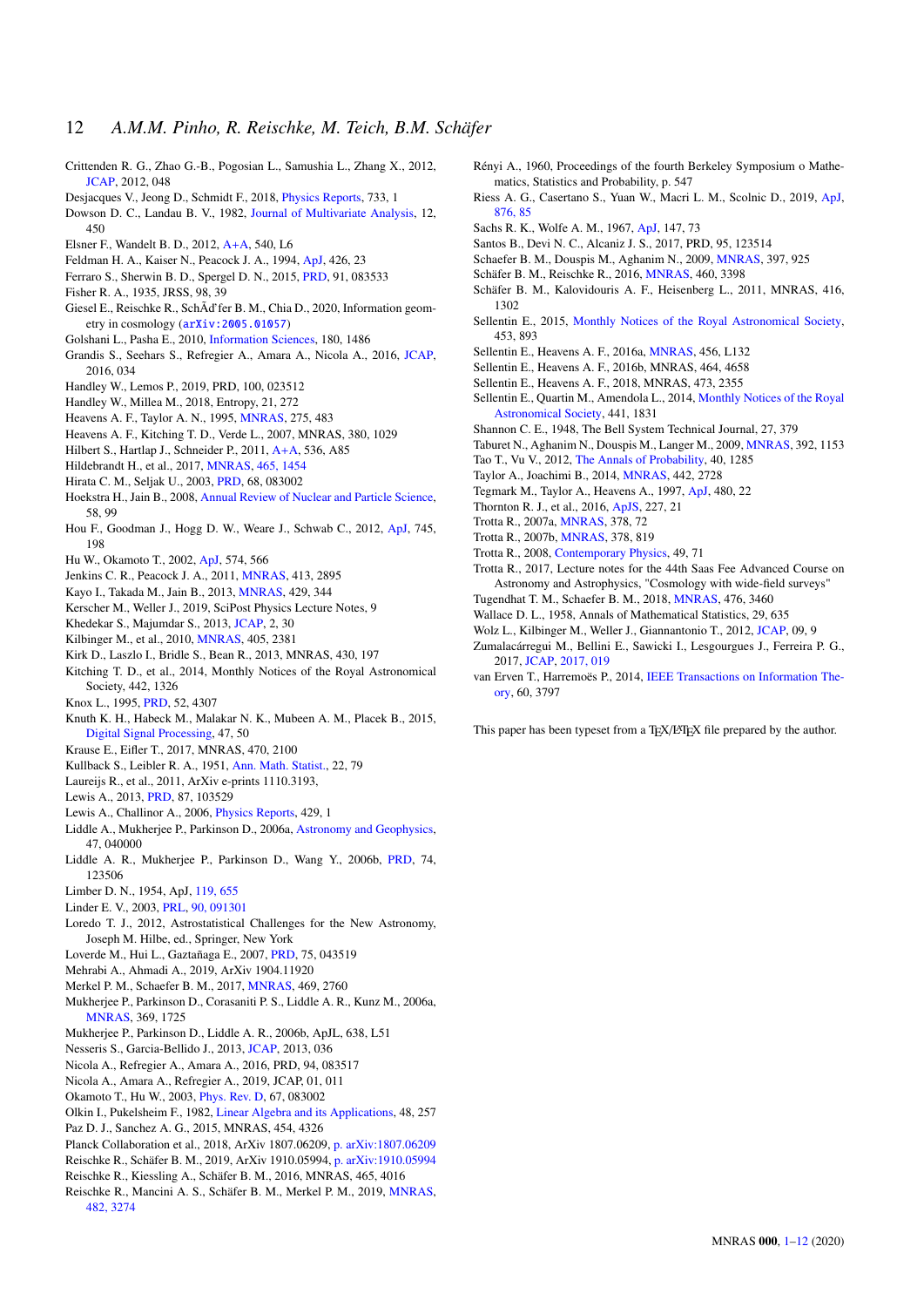Crittenden R. G., Zhao G.-B., Pogosian L., Samushia L., Zhang X., 2012, JCAP, 2012, 048

Desjacques V., Jeong D., Schmidt F., 2018, Physics Reports, 733, 1

Dowson D. C., Landau B. V., 1982, Journal of Multivariate Analysis, 12, 450

Elsner F., Wandelt B. D., 2012, A+A, 540, L6

Feldman H. A., Kaiser N., Peacock J. A., 1994, ApJ, 426, 23

Ferraro S., Sherwin B. D., Spergel D. N., 2015, PRD, 91, 083533

Fisher R. A., 1935, JRSS, 98, 39

Giesel E., Reischke R., SchÃď'fer B. M., Chia D., 2020, Information geometry in cosmology (arXiv:2005.01057)

Golshani L., Pasha E., 2010, Information Sciences, 180, 1486

Grandis S., Seehars S., Refregier A., Amara A., Nicola A., 2016, JCAP, 2016, 034

Handley W., Lemos P., 2019, PRD, 100, 023512

Handley W., Millea M., 2018, Entropy, 21, 272

Heavens A. F., Taylor A. N., 1995, MNRAS, 275, 483

Heavens A. F., Kitching T. D., Verde L., 2007, MNRAS, 380, 1029

Hilbert S., Hartlap J., Schneider P., 2011, A+A, 536, A85

Hildebrandt H., et al., 2017, MNRAS, 465, 1454

Hirata C. M., Seljak U., 2003, PRD, 68, 083002

Hoekstra H., Jain B., 2008, Annual Review of Nuclear and Particle Science, 58, 99

Hou F., Goodman J., Hogg D. W., Weare J., Schwab C., 2012, ApJ, 745, 198

Hu W., Okamoto T., 2002, ApJ, 574, 566

Jenkins C. R., Peacock J. A., 2011, MNRAS, 413, 2895

Kayo I., Takada M., Jain B., 2013, MNRAS, 429, 344

Kerscher M., Weller J., 2019, SciPost Physics Lecture Notes, 9

Khedekar S., Majumdar S., 2013, JCAP, 2, 30

Kilbinger M., et al., 2010, MNRAS, 405, 2381

Kirk D., Laszlo I., Bridle S., Bean R., 2013, MNRAS, 430, 197

Kitching T. D., et al., 2014, Monthly Notices of the Royal Astronomical Society, 442, 1326

Knox L., 1995, PRD, 52, 4307

Knuth K. H., Habeck M., Malakar N. K., Mubeen A. M., Placek B., 2015, Digital Signal Processing, 47, 50

Krause E., Eifler T., 2017, MNRAS, 470, 2100

Kullback S., Leibler R. A., 1951, Ann. Math. Statist., 22, 79

Laureijs R., et al., 2011, ArXiv e-prints 1110.3193,

Lewis A., 2013, PRD, 87, 103529

Lewis A., Challinor A., 2006, Physics Reports, 429, 1

Liddle A., Mukherjee P., Parkinson D., 2006a, Astronomy and Geophysics, 47, 040000

Liddle A. R., Mukherjee P., Parkinson D., Wang Y., 2006b, PRD, 74, 123506

Limber D. N., 1954, ApJ, 119, 655

Linder E. V., 2003, PRL, 90, 091301

Loredo T. J., 2012, Astrostatistical Challenges for the New Astronomy, Joseph M. Hilbe, ed., Springer, New York

Loverde M., Hui L., Gaztañaga E., 2007, PRD, 75, 043519

Mehrabi A., Ahmadi A., 2019, ArXiv 1904.11920

Merkel P. M., Schaefer B. M., 2017, MNRAS, 469, 2760

Mukherjee P., Parkinson D., Corasaniti P. S., Liddle A. R., Kunz M., 2006a, MNRAS, 369, 1725

Mukherjee P., Parkinson D., Liddle A. R., 2006b, ApJL, 638, L51

Nesseris S., Garcia-Bellido J., 2013, JCAP, 2013, 036

Nicola A., Refregier A., Amara A., 2016, PRD, 94, 083517

Nicola A., Amara A., Refregier A., 2019, JCAP, 01, 011

Okamoto T., Hu W., 2003, Phys. Rev. D, 67, 083002

Olkin I., Pukelsheim F., 1982, Linear Algebra and its Applications, 48, 257

Paz D. J., Sanchez A. G., 2015, MNRAS, 454, 4326

Planck Collaboration et al., 2018, ArXiv 1807.06209, p. arXiv:1807.06209

Reischke R., Schäfer B. M., 2019, ArXiv 1910.05994, p. arXiv:1910.05994

Reischke R., Kiessling A., Schäfer B. M., 2016, MNRAS, 465, 4016

Reischke R., Mancini A. S., Schäfer B. M., Merkel P. M., 2019, MNRAS, 482, 3274

Rényi A., 1960, Proceedings of the fourth Berkeley Symposium o Mathematics, Statistics and Probability, p. 547

Riess A. G., Casertano S., Yuan W., Macri L. M., Scolnic D., 2019, ApJ, 876, 85

Sachs R. K., Wolfe A. M., 1967, ApJ, 147, 73

Santos B., Devi N. C., Alcaniz J. S., 2017, PRD, 95, 123514

Schaefer B. M., Douspis M., Aghanim N., 2009, MNRAS, 397, 925

Schäfer B. M., Reischke R., 2016, MNRAS, 460, 3398

Schäfer B. M., Kalovidouris A. F., Heisenberg L., 2011, MNRAS, 416, 1302

Sellentin E., 2015, Monthly Notices of the Royal Astronomical Society, 453, 893

Sellentin E., Heavens A. F., 2016a, MNRAS, 456, L132

Sellentin E., Heavens A. F., 2016b, MNRAS, 464, 4658

Sellentin E., Heavens A. F., 2018, MNRAS, 473, 2355

Sellentin E., Quartin M., Amendola L., 2014, Monthly Notices of the Royal Astronomical Society, 441, 1831

Shannon C. E., 1948, The Bell System Technical Journal, 27, 379

Taburet N., Aghanim N., Douspis M., Langer M., 2009, MNRAS, 392, 1153

Tao T., Vu V., 2012, The Annals of Probability, 40, 1285

Taylor A., Joachimi B., 2014, MNRAS, 442, 2728

Tegmark M., Taylor A., Heavens A., 1997, ApJ, 480, 22

Thornton R. J., et al., 2016, ApJS, 227, 21

Trotta R., 2007a, MNRAS, 378, 72

Trotta R., 2007b, MNRAS, 378, 819

Trotta R., 2008, Contemporary Physics, 49, 71

Trotta R., 2017, Lecture notes for the 44th Saas Fee Advanced Course on Astronomy and Astrophysics, "Cosmology with wide-field surveys"

Tugendhat T. M., Schaefer B. M., 2018, MNRAS, 476, 3460

Wallace D. L., 1958, Annals of Mathematical Statistics, 29, 635

Wolz L., Kilbinger M., Weller J., Giannantonio T., 2012, JCAP, 09, 9

Zumalacárregui M., Bellini E., Sawicki I., Lesgourgues J., Ferreira P. G., 2017, JCAP, 2017, 019

van Erven T., Harremoës P., 2014, IEEE Transactions on Information Theory, 60, 3797

This paper has been typeset from a TEX/LATEX file prepared by the author.